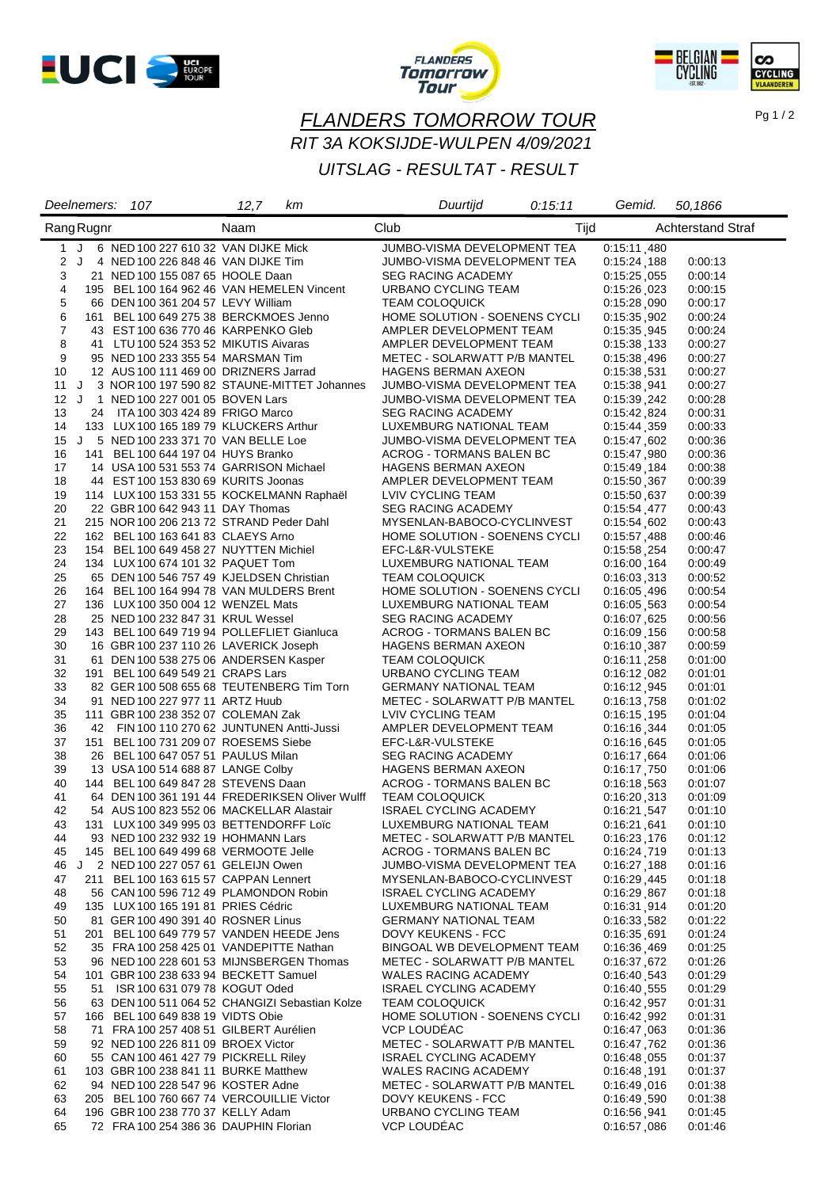# FLANDERS TOMORROW TOUR

## RIT 3A KOKSIJDE-WULPEN 4/09/2021

## UITSLAG - RESULTAT - RESULT

Deelnemers: 107 | 12,7 km | Duurtijd 0:15:11 | Gemid. 50,1866

| Rang | | Rugnr | Naam | Club | Tijd | Achterstand | Straf |
|---|---|---|---|---|---|---|---|
| 1 | J | 6 | NED 100 227 610 32 VAN DIJKE Mick | JUMBO-VISMA DEVELOPMENT TEA | 0:15:11 ,480 | | |
| 2 | J | 4 | NED 100 226 848 46 VAN DIJKE Tim | JUMBO-VISMA DEVELOPMENT TEA | 0:15:24 ,188 | 0:00:13 | |
| 3 | | 21 | NED 100 155 087 65 HOOLE Daan | SEG RACING ACADEMY | 0:15:25 ,055 | 0:00:14 | |
| 4 | | 195 | BEL 100 164 962 46 VAN HEMELEN Vincent | URBANO CYCLING TEAM | 0:15:26 ,023 | 0:00:15 | |
| 5 | | 66 | DEN 100 361 204 57 LEVY William | TEAM COLOQUICK | 0:15:28 ,090 | 0:00:17 | |
| 6 | | 161 | BEL 100 649 275 38 BERCKMOES Jenno | HOME SOLUTION - SOENENS CYCLI | 0:15:35 ,902 | 0:00:24 | |
| 7 | | 43 | EST 100 636 770 46 KARPENKO Gleb | AMPLER DEVELOPMENT TEAM | 0:15:35 ,945 | 0:00:24 | |
| 8 | | 41 | LTU 100 524 353 52 MIKUTIS Aivaras | AMPLER DEVELOPMENT TEAM | 0:15:38 ,133 | 0:00:27 | |
| 9 | | 95 | NED 100 233 355 54 MARSMAN Tim | METEC - SOLARWATT P/B MANTEL | 0:15:38 ,496 | 0:00:27 | |
| 10 | | 12 | AUS 100 111 469 00 DRIZNERS Jarrad | HAGENS BERMAN AXEON | 0:15:38 ,531 | 0:00:27 | |
| 11 | J | 3 | NOR 100 197 590 82 STAUNE-MITTET Johannes | JUMBO-VISMA DEVELOPMENT TEA | 0:15:38 ,941 | 0:00:27 | |
| 12 | J | 1 | NED 100 227 001 05 BOVEN Lars | JUMBO-VISMA DEVELOPMENT TEA | 0:15:39 ,242 | 0:00:28 | |
| 13 | | 24 | ITA 100 303 424 89 FRIGO Marco | SEG RACING ACADEMY | 0:15:42 ,824 | 0:00:31 | |
| 14 | | 133 | LUX 100 165 189 79 KLUCKERS Arthur | LUXEMBURG NATIONAL TEAM | 0:15:44 ,359 | 0:00:33 | |
| 15 | J | 5 | NED 100 233 371 70 VAN BELLE Loe | JUMBO-VISMA DEVELOPMENT TEA | 0:15:47 ,602 | 0:00:36 | |
| 16 | | 141 | BEL 100 644 197 04 HUYS Branko | ACROG - TORMANS BALEN BC | 0:15:47 ,980 | 0:00:36 | |
| 17 | | 14 | USA 100 531 553 74 GARRISON Michael | HAGENS BERMAN AXEON | 0:15:49 ,184 | 0:00:38 | |
| 18 | | 44 | EST 100 153 830 69 KURITS Joonas | AMPLER DEVELOPMENT TEAM | 0:15:50 ,367 | 0:00:39 | |
| 19 | | 114 | LUX 100 153 331 55 KOCKELMANN Raphaël | LVIV CYCLING TEAM | 0:15:50 ,637 | 0:00:39 | |
| 20 | | 22 | GBR 100 642 943 11 DAY Thomas | SEG RACING ACADEMY | 0:15:54 ,477 | 0:00:43 | |
| 21 | | 215 | NOR 100 206 213 72 STRAND Peder Dahl | MYSENLAN-BABOCO-CYCLINVEST | 0:15:54 ,602 | 0:00:43 | |
| 22 | | 162 | BEL 100 163 641 83 CLAEYS Arno | HOME SOLUTION - SOENENS CYCLI | 0:15:57 ,488 | 0:00:46 | |
| 23 | | 154 | BEL 100 649 458 27 NUYTTEN Michiel | EFC-L&R-VULSTEKE | 0:15:58 ,254 | 0:00:47 | |
| 24 | | 134 | LUX 100 674 101 32 PAQUET Tom | LUXEMBURG NATIONAL TEAM | 0:16:00 ,164 | 0:00:49 | |
| 25 | | 65 | DEN 100 546 757 49 KJELDSEN Christian | TEAM COLOQUICK | 0:16:03 ,313 | 0:00:52 | |
| 26 | | 164 | BEL 100 164 994 78 VAN MULDERS Brent | HOME SOLUTION - SOENENS CYCLI | 0:16:05 ,496 | 0:00:54 | |
| 27 | | 136 | LUX 100 350 004 12 WENZEL Mats | LUXEMBURG NATIONAL TEAM | 0:16:05 ,563 | 0:00:54 | |
| 28 | | 25 | NED 100 232 847 31 KRUL Wessel | SEG RACING ACADEMY | 0:16:07 ,625 | 0:00:56 | |
| 29 | | 143 | BEL 100 649 719 94 POLLEFLIET Gianluca | ACROG - TORMANS BALEN BC | 0:16:09 ,156 | 0:00:58 | |
| 30 | | 16 | GBR 100 237 110 26 LAVERICK Joseph | HAGENS BERMAN AXEON | 0:16:10 ,387 | 0:00:59 | |
| 31 | | 61 | DEN 100 538 275 06 ANDERSEN Kasper | TEAM COLOQUICK | 0:16:11 ,258 | 0:01:00 | |
| 32 | | 191 | BEL 100 649 549 21 CRAPS Lars | URBANO CYCLING TEAM | 0:16:12 ,082 | 0:01:01 | |
| 33 | | 82 | GER 100 508 655 68 TEUTENBERG Tim Torn | GERMANY NATIONAL TEAM | 0:16:12 ,945 | 0:01:01 | |
| 34 | | 91 | NED 100 227 977 11 ARTZ Huub | METEC - SOLARWATT P/B MANTEL | 0:16:13 ,758 | 0:01:02 | |
| 35 | | 111 | GBR 100 238 352 07 COLEMAN Zak | LVIV CYCLING TEAM | 0:16:15 ,195 | 0:01:04 | |
| 36 | | 42 | FIN 100 110 270 62 JUNTUNEN Antti-Jussi | AMPLER DEVELOPMENT TEAM | 0:16:16 ,344 | 0:01:05 | |
| 37 | | 151 | BEL 100 731 209 07 ROESEMS Siebe | EFC-L&R-VULSTEKE | 0:16:16 ,645 | 0:01:05 | |
| 38 | | 26 | BEL 100 647 057 51 PAULUS Milan | SEG RACING ACADEMY | 0:16:17 ,664 | 0:01:06 | |
| 39 | | 13 | USA 100 514 688 87 LANGE Colby | HAGENS BERMAN AXEON | 0:16:17 ,750 | 0:01:06 | |
| 40 | | 144 | BEL 100 649 847 28 STEVENS Daan | ACROG - TORMANS BALEN BC | 0:16:18 ,563 | 0:01:07 | |
| 41 | | 64 | DEN 100 361 191 44 FREDERIKSEN Oliver Wulff | TEAM COLOQUICK | 0:16:20 ,313 | 0:01:09 | |
| 42 | | 54 | AUS 100 823 552 06 MACKELLAR Alastair | ISRAEL CYCLING ACADEMY | 0:16:21 ,547 | 0:01:10 | |
| 43 | | 131 | LUX 100 349 995 03 BETTENDORFF Loïc | LUXEMBURG NATIONAL TEAM | 0:16:21 ,641 | 0:01:10 | |
| 44 | | 93 | NED 100 232 932 19 HOHMANN Lars | METEC - SOLARWATT P/B MANTEL | 0:16:23 ,176 | 0:01:12 | |
| 45 | | 145 | BEL 100 649 499 68 VERMOOTE Jelle | ACROG - TORMANS BALEN BC | 0:16:24 ,719 | 0:01:13 | |
| 46 | J | 2 | NED 100 227 057 61 GELEIJN Owen | JUMBO-VISMA DEVELOPMENT TEA | 0:16:27 ,188 | 0:01:16 | |
| 47 | | 211 | BEL 100 163 615 57 CAPPAN Lennert | MYSENLAN-BABOCO-CYCLINVEST | 0:16:29 ,445 | 0:01:18 | |
| 48 | | 56 | CAN 100 596 712 49 PLAMONDON Robin | ISRAEL CYCLING ACADEMY | 0:16:29 ,867 | 0:01:18 | |
| 49 | | 135 | LUX 100 165 191 81 PRIES Cédric | LUXEMBURG NATIONAL TEAM | 0:16:31 ,914 | 0:01:20 | |
| 50 | | 81 | GER 100 490 391 40 ROSNER Linus | GERMANY NATIONAL TEAM | 0:16:33 ,582 | 0:01:22 | |
| 51 | | 201 | BEL 100 649 779 57 VANDEN HEEDE Jens | DOVY KEUKENS - FCC | 0:16:35 ,691 | 0:01:24 | |
| 52 | | 35 | FRA 100 258 425 01 VANDEPITTE Nathan | BINGOAL WB DEVELOPMENT TEAM | 0:16:36 ,469 | 0:01:25 | |
| 53 | | 96 | NED 100 226 601 53 MIJNSBERGEN Thomas | METEC - SOLARWATT P/B MANTEL | 0:16:37 ,672 | 0:01:26 | |
| 54 | | 101 | GBR 100 238 633 94 BECKETT Samuel | WALES RACING ACADEMY | 0:16:40 ,543 | 0:01:29 | |
| 55 | | 51 | ISR 100 631 079 78 KOGUT Oded | ISRAEL CYCLING ACADEMY | 0:16:40 ,555 | 0:01:29 | |
| 56 | | 63 | DEN 100 511 064 52 CHANGIZI Sebastian Kolze | TEAM COLOQUICK | 0:16:42 ,957 | 0:01:31 | |
| 57 | | 166 | BEL 100 649 838 19 VIDTS Obie | HOME SOLUTION - SOENENS CYCLI | 0:16:42 ,992 | 0:01:31 | |
| 58 | | 71 | FRA 100 257 408 51 GILBERT Aurélien | VCP LOUDÉAC | 0:16:47 ,063 | 0:01:36 | |
| 59 | | 92 | NED 100 226 811 09 BROEX Victor | METEC - SOLARWATT P/B MANTEL | 0:16:47 ,762 | 0:01:36 | |
| 60 | | 55 | CAN 100 461 427 79 PICKRELL Riley | ISRAEL CYCLING ACADEMY | 0:16:48 ,055 | 0:01:37 | |
| 61 | | 103 | GBR 100 238 841 11 BURKE Matthew | WALES RACING ACADEMY | 0:16:48 ,191 | 0:01:37 | |
| 62 | | 94 | NED 100 228 547 96 KOSTER Adne | METEC - SOLARWATT P/B MANTEL | 0:16:49 ,016 | 0:01:38 | |
| 63 | | 205 | BEL 100 760 667 74 VERCOUILLIE Victor | DOVY KEUKENS - FCC | 0:16:49 ,590 | 0:01:38 | |
| 64 | | 196 | GBR 100 238 770 37 KELLY Adam | URBANO CYCLING TEAM | 0:16:56 ,941 | 0:01:45 | |
| 65 | | 72 | FRA 100 254 386 36 DAUPHIN Florian | VCP LOUDÉAC | 0:16:57 ,086 | 0:01:46 | |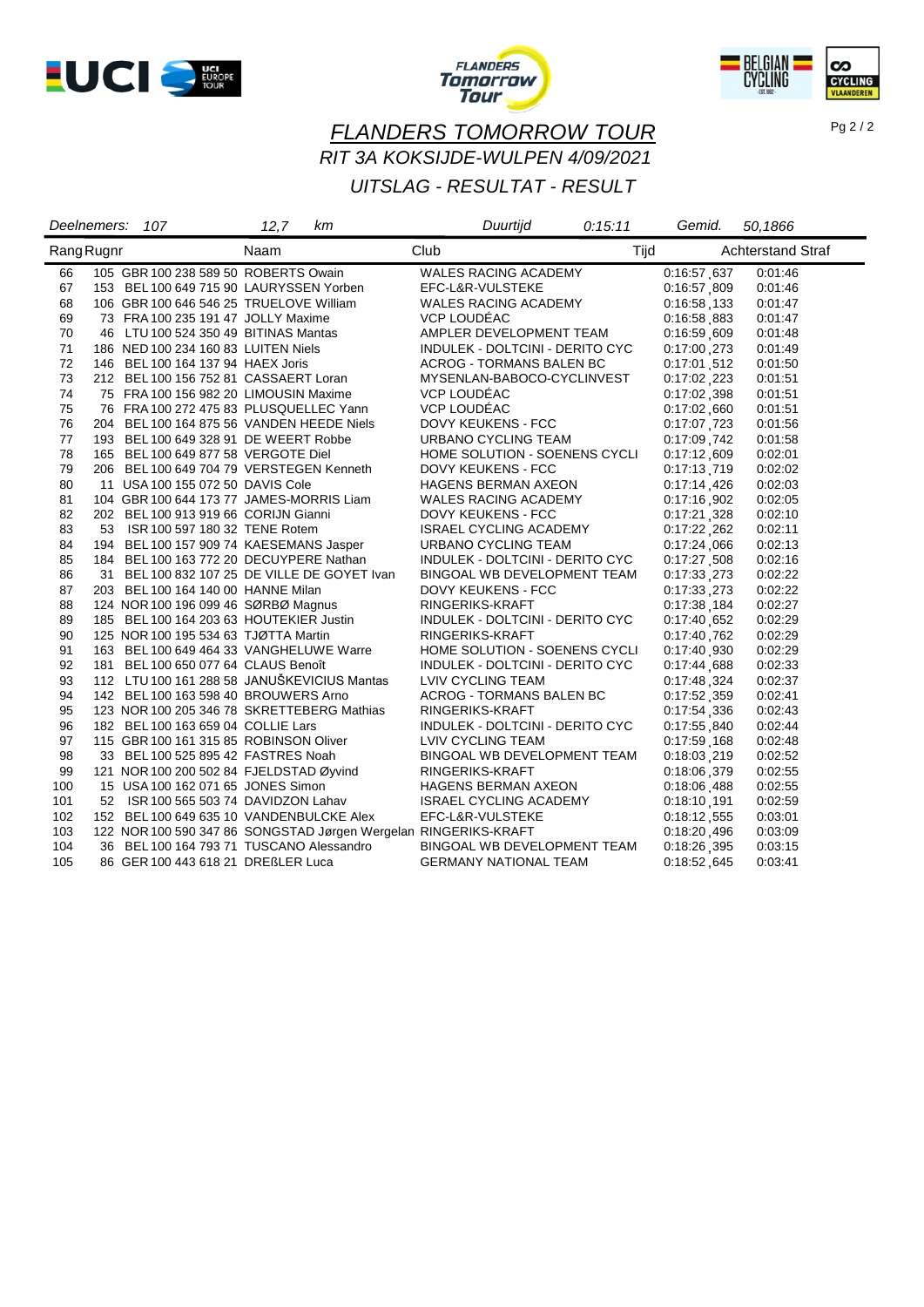# FLANDERS TOMORROW TOUR

## RIT 3A KOKSIJDE-WULPEN 4/09/2021

## UITSLAG - RESULTAT - RESULT

*Deelnemers:* *107* *12,7* *km* *Duurtijd* *0:15:11* *Gemid.* *50,1866*

| Rang | Rugnr | | Naam | Club | Tijd | Achterstand | Straf |
|---|---|---|---|---|---|---|---|
| 66 | 105 | GBR 100 238 589 50 | ROBERTS Owain | WALES RACING ACADEMY | 0:16:57,637 | 0:01:46 | |
| 67 | 153 | BEL 100 649 715 90 | LAURYSSEN Yorben | EFC-L&R-VULSTEKE | 0:16:57,809 | 0:01:46 | |
| 68 | 106 | GBR 100 646 546 25 | TRUELOVE William | WALES RACING ACADEMY | 0:16:58,133 | 0:01:47 | |
| 69 | 73 | FRA 100 235 191 47 | JOLLY Maxime | VCP LOUDÉAC | 0:16:58,883 | 0:01:47 | |
| 70 | 46 | LTU 100 524 350 49 | BITINAS Mantas | AMPLER DEVELOPMENT TEAM | 0:16:59,609 | 0:01:48 | |
| 71 | 186 | NED 100 234 160 83 | LUITEN Niels | INDULEK - DOLTCINI - DERITO CYC | 0:17:00,273 | 0:01:49 | |
| 72 | 146 | BEL 100 164 137 94 | HAEX Joris | ACROG - TORMANS BALEN BC | 0:17:01,512 | 0:01:50 | |
| 73 | 212 | BEL 100 156 752 81 | CASSAERT Loran | MYSENLAN-BABOCO-CYCLINVEST | 0:17:02,223 | 0:01:51 | |
| 74 | 75 | FRA 100 156 982 20 | LIMOUSIN Maxime | VCP LOUDÉAC | 0:17:02,398 | 0:01:51 | |
| 75 | 76 | FRA 100 272 475 83 | PLUSQUELLEC Yann | VCP LOUDÉAC | 0:17:02,660 | 0:01:51 | |
| 76 | 204 | BEL 100 164 875 56 | VANDEN HEEDE Niels | DOVY KEUKENS - FCC | 0:17:07,723 | 0:01:56 | |
| 77 | 193 | BEL 100 649 328 91 | DE WEERT Robbe | URBANO CYCLING TEAM | 0:17:09,742 | 0:01:58 | |
| 78 | 165 | BEL 100 649 877 58 | VERGOTE Diel | HOME SOLUTION - SOENENS CYCLI | 0:17:12,609 | 0:02:01 | |
| 79 | 206 | BEL 100 649 704 79 | VERSTEGEN Kenneth | DOVY KEUKENS - FCC | 0:17:13,719 | 0:02:02 | |
| 80 | 11 | USA 100 155 072 50 | DAVIS Cole | HAGENS BERMAN AXEON | 0:17:14,426 | 0:02:03 | |
| 81 | 104 | GBR 100 644 173 77 | JAMES-MORRIS Liam | WALES RACING ACADEMY | 0:17:16,902 | 0:02:05 | |
| 82 | 202 | BEL 100 913 919 66 | CORIJN Gianni | DOVY KEUKENS - FCC | 0:17:21,328 | 0:02:10 | |
| 83 | 53 | ISR 100 597 180 32 | TENE Rotem | ISRAEL CYCLING ACADEMY | 0:17:22,262 | 0:02:11 | |
| 84 | 194 | BEL 100 157 909 74 | KAESEMANS Jasper | URBANO CYCLING TEAM | 0:17:24,066 | 0:02:13 | |
| 85 | 184 | BEL 100 163 772 20 | DECUYPERE Nathan | INDULEK - DOLTCINI - DERITO CYC | 0:17:27,508 | 0:02:16 | |
| 86 | 31 | BEL 100 832 107 25 | DE VILLE DE GOYET Ivan | BINGOAL WB DEVELOPMENT TEAM | 0:17:33,273 | 0:02:22 | |
| 87 | 203 | BEL 100 164 140 00 | HANNE Milan | DOVY KEUKENS - FCC | 0:17:33,273 | 0:02:22 | |
| 88 | 124 | NOR 100 196 099 46 | SØRBØ Magnus | RINGERIKS-KRAFT | 0:17:38,184 | 0:02:27 | |
| 89 | 185 | BEL 100 164 203 63 | HOUTEKIER Justin | INDULEK - DOLTCINI - DERITO CYC | 0:17:40,652 | 0:02:29 | |
| 90 | 125 | NOR 100 195 534 63 | TJØTTA Martin | RINGERIKS-KRAFT | 0:17:40,762 | 0:02:29 | |
| 91 | 163 | BEL 100 649 464 33 | VANGHELUWE Warre | HOME SOLUTION - SOENENS CYCLI | 0:17:40,930 | 0:02:29 | |
| 92 | 181 | BEL 100 650 077 64 | CLAUS Benoît | INDULEK - DOLTCINI - DERITO CYC | 0:17:44,688 | 0:02:33 | |
| 93 | 112 | LTU 100 161 288 58 | JANUŠKEVICIUS Mantas | LVIV CYCLING TEAM | 0:17:48,324 | 0:02:37 | |
| 94 | 142 | BEL 100 163 598 40 | BROUWERS Arno | ACROG - TORMANS BALEN BC | 0:17:52,359 | 0:02:41 | |
| 95 | 123 | NOR 100 205 346 78 | SKRETTEBERG Mathias | RINGERIKS-KRAFT | 0:17:54,336 | 0:02:43 | |
| 96 | 182 | BEL 100 163 659 04 | COLLIE Lars | INDULEK - DOLTCINI - DERITO CYC | 0:17:55,840 | 0:02:44 | |
| 97 | 115 | GBR 100 161 315 85 | ROBINSON Oliver | LVIV CYCLING TEAM | 0:17:59,168 | 0:02:48 | |
| 98 | 33 | BEL 100 525 895 42 | FASTRES Noah | BINGOAL WB DEVELOPMENT TEAM | 0:18:03,219 | 0:02:52 | |
| 99 | 121 | NOR 100 200 502 84 | FJELDSTAD Øyvind | RINGERIKS-KRAFT | 0:18:06,379 | 0:02:55 | |
| 100 | 15 | USA 100 162 071 65 | JONES Simon | HAGENS BERMAN AXEON | 0:18:06,488 | 0:02:55 | |
| 101 | 52 | ISR 100 565 503 74 | DAVIDZON Lahav | ISRAEL CYCLING ACADEMY | 0:18:10,191 | 0:02:59 | |
| 102 | 152 | BEL 100 649 635 10 | VANDENBULCKE Alex | EFC-L&R-VULSTEKE | 0:18:12,555 | 0:03:01 | |
| 103 | 122 | NOR 100 590 347 86 | SONGSTAD Jørgen Wergelan | RINGERIKS-KRAFT | 0:18:20,496 | 0:03:09 | |
| 104 | 36 | BEL 100 164 793 71 | TUSCANO Alessandro | BINGOAL WB DEVELOPMENT TEAM | 0:18:26,395 | 0:03:15 | |
| 105 | 86 | GER 100 443 618 21 | DREßLER Luca | GERMANY NATIONAL TEAM | 0:18:52,645 | 0:03:41 | |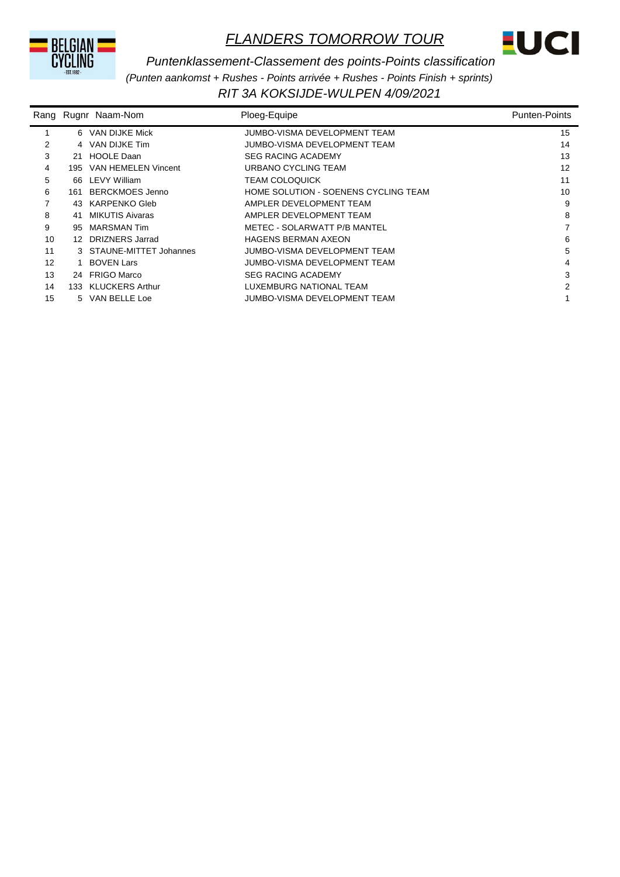# *FLANDERS TOMORROW TOUR*

## *Puntenklassement-Classement des points-Points classification*

*(Punten aankomst + Rushes - Points arrivée + Rushes - Points Finish + sprints)*

### *RIT 3A KOKSIJDE-WULPEN 4/09/2021*

| Rang | Rugnr | Naam-Nom | Ploeg-Equipe | Punten-Points |
|---|---|---|---|---|
| 1 | 6 | VAN DIJKE Mick | JUMBO-VISMA DEVELOPMENT TEAM | 15 |
| 2 | 4 | VAN DIJKE Tim | JUMBO-VISMA DEVELOPMENT TEAM | 14 |
| 3 | 21 | HOOLE Daan | SEG RACING ACADEMY | 13 |
| 4 | 195 | VAN HEMELEN Vincent | URBANO CYCLING TEAM | 12 |
| 5 | 66 | LEVY William | TEAM COLOQUICK | 11 |
| 6 | 161 | BERCKMOES Jenno | HOME SOLUTION - SOENENS CYCLING TEAM | 10 |
| 7 | 43 | KARPENKO Gleb | AMPLER DEVELOPMENT TEAM | 9 |
| 8 | 41 | MIKUTIS Aivaras | AMPLER DEVELOPMENT TEAM | 8 |
| 9 | 95 | MARSMAN Tim | METEC - SOLARWATT P/B MANTEL | 7 |
| 10 | 12 | DRIZNERS Jarrad | HAGENS BERMAN AXEON | 6 |
| 11 | 3 | STAUNE-MITTET Johannes | JUMBO-VISMA DEVELOPMENT TEAM | 5 |
| 12 | 1 | BOVEN Lars | JUMBO-VISMA DEVELOPMENT TEAM | 4 |
| 13 | 24 | FRIGO Marco | SEG RACING ACADEMY | 3 |
| 14 | 133 | KLUCKERS Arthur | LUXEMBURG NATIONAL TEAM | 2 |
| 15 | 5 | VAN BELLE Loe | JUMBO-VISMA DEVELOPMENT TEAM | 1 |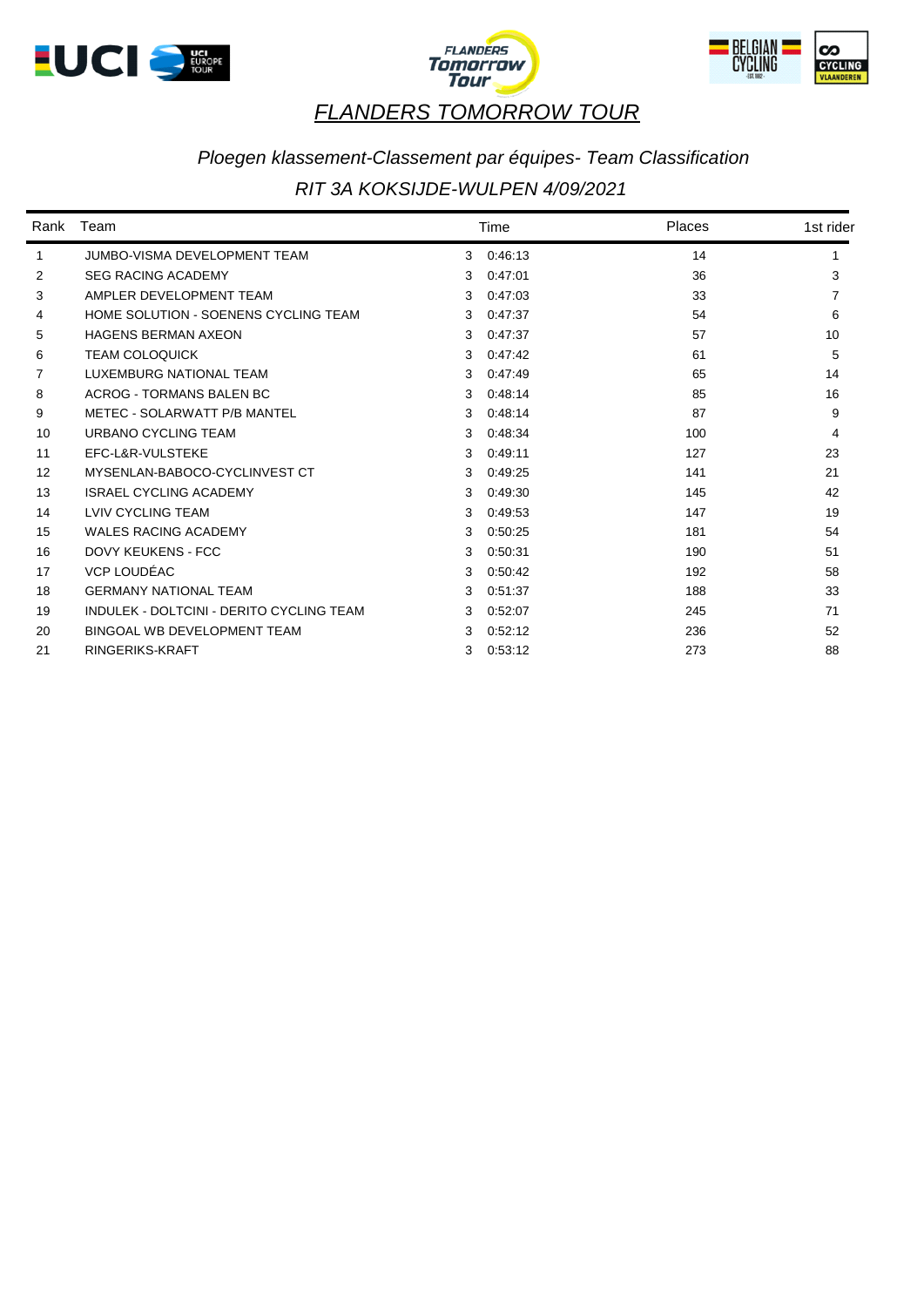# *FLANDERS TOMORROW TOUR*

## *Ploegen klassement-Classement par équipes- Team Classification*

## *RIT 3A KOKSIJDE-WULPEN 4/09/2021*

| Rank | Team | | Time | Places | 1st rider |
|---|---|---|---|---|---|
| 1 | JUMBO-VISMA DEVELOPMENT TEAM | 3 | 0:46:13 | 14 | 1 |
| 2 | SEG RACING ACADEMY | 3 | 0:47:01 | 36 | 3 |
| 3 | AMPLER DEVELOPMENT TEAM | 3 | 0:47:03 | 33 | 7 |
| 4 | HOME SOLUTION - SOENENS CYCLING TEAM | 3 | 0:47:37 | 54 | 6 |
| 5 | HAGENS BERMAN AXEON | 3 | 0:47:37 | 57 | 10 |
| 6 | TEAM COLOQUICK | 3 | 0:47:42 | 61 | 5 |
| 7 | LUXEMBURG NATIONAL TEAM | 3 | 0:47:49 | 65 | 14 |
| 8 | ACROG - TORMANS BALEN BC | 3 | 0:48:14 | 85 | 16 |
| 9 | METEC - SOLARWATT P/B MANTEL | 3 | 0:48:14 | 87 | 9 |
| 10 | URBANO CYCLING TEAM | 3 | 0:48:34 | 100 | 4 |
| 11 | EFC-L&R-VULSTEKE | 3 | 0:49:11 | 127 | 23 |
| 12 | MYSENLAN-BABOCO-CYCLINVEST CT | 3 | 0:49:25 | 141 | 21 |
| 13 | ISRAEL CYCLING ACADEMY | 3 | 0:49:30 | 145 | 42 |
| 14 | LVIV CYCLING TEAM | 3 | 0:49:53 | 147 | 19 |
| 15 | WALES RACING ACADEMY | 3 | 0:50:25 | 181 | 54 |
| 16 | DOVY KEUKENS - FCC | 3 | 0:50:31 | 190 | 51 |
| 17 | VCP LOUDÉAC | 3 | 0:50:42 | 192 | 58 |
| 18 | GERMANY NATIONAL TEAM | 3 | 0:51:37 | 188 | 33 |
| 19 | INDULEK - DOLTCINI - DERITO CYCLING TEAM | 3 | 0:52:07 | 245 | 71 |
| 20 | BINGOAL WB DEVELOPMENT TEAM | 3 | 0:52:12 | 236 | 52 |
| 21 | RINGERIKS-KRAFT | 3 | 0:53:12 | 273 | 88 |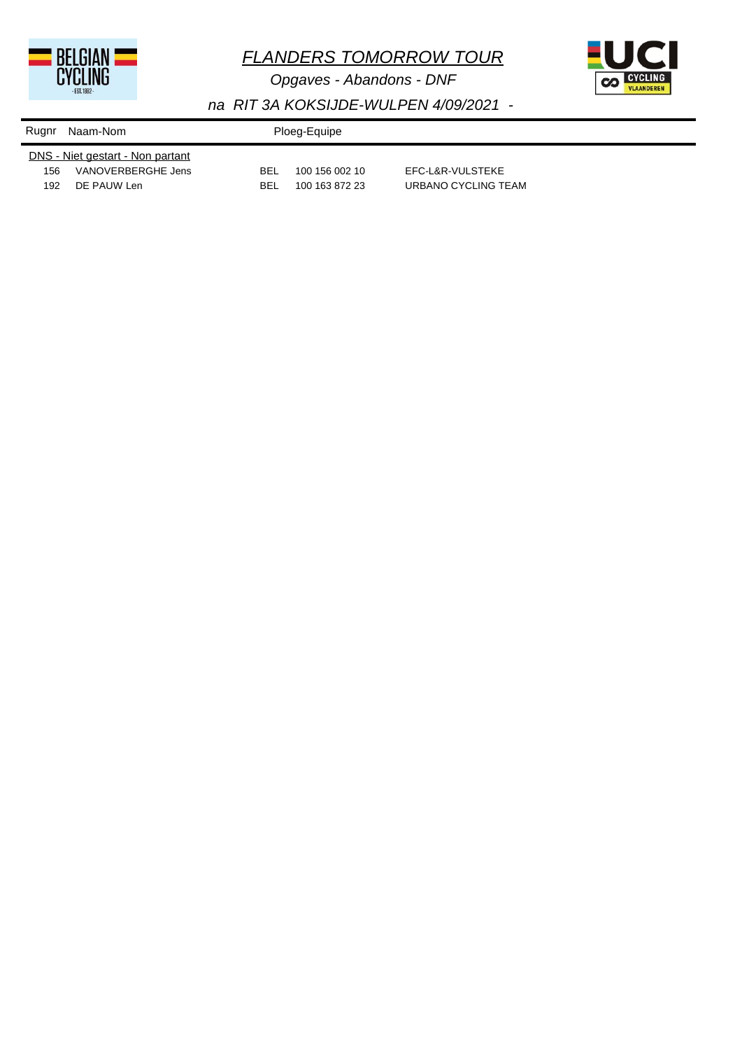# *FLANDERS TOMORROW TOUR*

*Opgaves - Abandons - DNF*

*na RIT 3A KOKSIJDE-WULPEN 4/09/2021 -*

| Rugnr | Naam-Nom | | Ploeg-Equipe | |
|---|---|---|---|---|
| DNS - Niet gestart - Non partant | | | | |
| 156 | VANOVERBERGHE Jens | BEL | 100 156 002 10 | EFC-L&R-VULSTEKE |
| 192 | DE PAUW Len | BEL | 100 163 872 23 | URBANO CYCLING TEAM |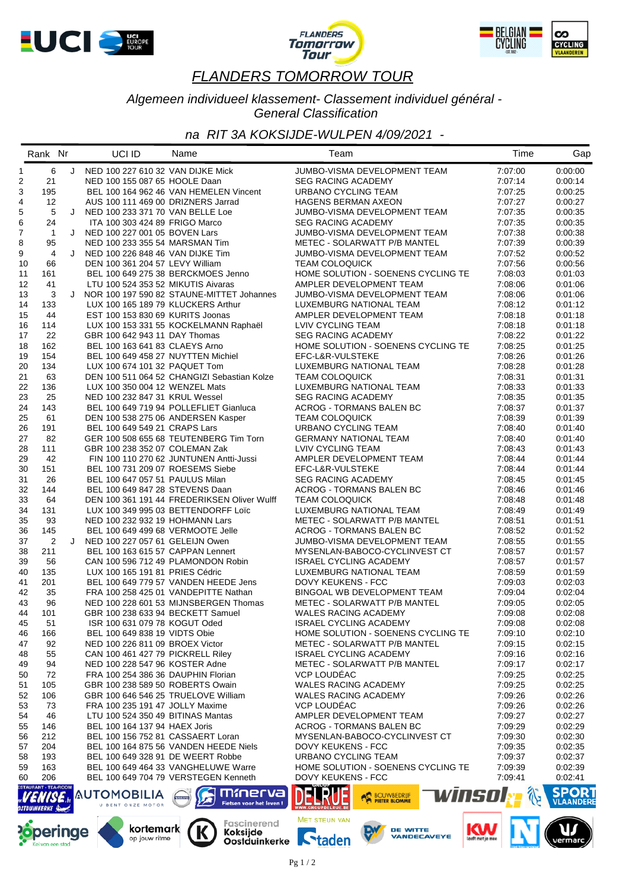# FLANDERS TOMORROW TOUR

*Algemeen individueel klassement- Classement individuel général - General Classification*

*na RIT 3A KOKSIJDE-WULPEN 4/09/2021 -*

| Rank | Nr | | UCI ID | Name | Team | Time | Gap |
|---|---|---|---|---|---|---|---|
| 1 | 6 | J | NED 100 227 610 32 | VAN DIJKE Mick | JUMBO-VISMA DEVELOPMENT TEAM | 7:07:00 | 0:00:00 |
| 2 | 21 | | NED 100 155 087 65 | HOOLE Daan | SEG RACING ACADEMY | 7:07:14 | 0:00:14 |
| 3 | 195 | | BEL 100 164 962 46 | VAN HEMELEN Vincent | URBANO CYCLING TEAM | 7:07:25 | 0:00:25 |
| 4 | 12 | | AUS 100 111 469 00 | DRIZNERS Jarrad | HAGENS BERMAN AXEON | 7:07:27 | 0:00:27 |
| 5 | 5 | J | NED 100 233 371 70 | VAN BELLE Loe | JUMBO-VISMA DEVELOPMENT TEAM | 7:07:35 | 0:00:35 |
| 6 | 24 | | ITA 100 303 424 89 | FRIGO Marco | SEG RACING ACADEMY | 7:07:35 | 0:00:35 |
| 7 | 1 | J | NED 100 227 001 05 | BOVEN Lars | JUMBO-VISMA DEVELOPMENT TEAM | 7:07:38 | 0:00:38 |
| 8 | 95 | | NED 100 233 355 54 | MARSMAN Tim | METEC - SOLARWATT P/B MANTEL | 7:07:39 | 0:00:39 |
| 9 | 4 | J | NED 100 226 848 46 | VAN DIJKE Tim | JUMBO-VISMA DEVELOPMENT TEAM | 7:07:52 | 0:00:52 |
| 10 | 66 | | DEN 100 361 204 57 | LEVY William | TEAM COLOQUICK | 7:07:56 | 0:00:56 |
| 11 | 161 | | BEL 100 649 275 38 | BERCKMOES Jenno | HOME SOLUTION - SOENENS CYCLING TE | 7:08:03 | 0:01:03 |
| 12 | 41 | | LTU 100 524 353 52 | MIKUTIS Aivaras | AMPLER DEVELOPMENT TEAM | 7:08:06 | 0:01:06 |
| 13 | 3 | J | NOR 100 197 590 82 | STAUNE-MITTET Johannes | JUMBO-VISMA DEVELOPMENT TEAM | 7:08:06 | 0:01:06 |
| 14 | 133 | | LUX 100 165 189 79 | KLUCKERS Arthur | LUXEMBURG NATIONAL TEAM | 7:08:12 | 0:01:12 |
| 15 | 44 | | EST 100 153 830 69 | KURITS Joonas | AMPLER DEVELOPMENT TEAM | 7:08:18 | 0:01:18 |
| 16 | 114 | | LUX 100 153 331 55 | KOCKELMANN Raphaël | LVIV CYCLING TEAM | 7:08:18 | 0:01:18 |
| 17 | 22 | | GBR 100 642 943 11 | DAY Thomas | SEG RACING ACADEMY | 7:08:22 | 0:01:22 |
| 18 | 162 | | BEL 100 163 641 83 | CLAEYS Arno | HOME SOLUTION - SOENENS CYCLING TE | 7:08:25 | 0:01:25 |
| 19 | 154 | | BEL 100 649 458 27 | NUYTTEN Michiel | EFC-L&R-VULSTEKE | 7:08:26 | 0:01:26 |
| 20 | 134 | | LUX 100 674 101 32 | PAQUET Tom | LUXEMBURG NATIONAL TEAM | 7:08:28 | 0:01:28 |
| 21 | 63 | | DEN 100 511 064 52 | CHANGIZI Sebastian Kolze | TEAM COLOQUICK | 7:08:31 | 0:01:31 |
| 22 | 136 | | LUX 100 350 004 12 | WENZEL Mats | LUXEMBURG NATIONAL TEAM | 7:08:33 | 0:01:33 |
| 23 | 25 | | NED 100 232 847 31 | KRUL Wessel | SEG RACING ACADEMY | 7:08:35 | 0:01:35 |
| 24 | 143 | | BEL 100 649 719 94 | POLLEFLIET Gianluca | ACROG - TORMANS BALEN BC | 7:08:37 | 0:01:37 |
| 25 | 61 | | DEN 100 538 275 06 | ANDERSEN Kasper | TEAM COLOQUICK | 7:08:39 | 0:01:39 |
| 26 | 191 | | BEL 100 649 549 21 | CRAPS Lars | URBANO CYCLING TEAM | 7:08:40 | 0:01:40 |
| 27 | 82 | | GER 100 508 655 68 | TEUTENBERG Tim Torn | GERMANY NATIONAL TEAM | 7:08:40 | 0:01:40 |
| 28 | 111 | | GBR 100 238 352 07 | COLEMAN Zak | LVIV CYCLING TEAM | 7:08:43 | 0:01:43 |
| 29 | 42 | | FIN 100 110 270 62 | JUNTUNEN Antti-Jussi | AMPLER DEVELOPMENT TEAM | 7:08:44 | 0:01:44 |
| 30 | 151 | | BEL 100 731 209 07 | ROESEMS Siebe | EFC-L&R-VULSTEKE | 7:08:44 | 0:01:44 |
| 31 | 26 | | BEL 100 647 057 51 | PAULUS Milan | SEG RACING ACADEMY | 7:08:45 | 0:01:45 |
| 32 | 144 | | BEL 100 649 847 28 | STEVENS Daan | ACROG - TORMANS BALEN BC | 7:08:46 | 0:01:46 |
| 33 | 64 | | DEN 100 361 191 44 | FREDERIKSEN Oliver Wulff | TEAM COLOQUICK | 7:08:48 | 0:01:48 |
| 34 | 131 | | LUX 100 349 995 03 | BETTENDORFF Loïc | LUXEMBURG NATIONAL TEAM | 7:08:49 | 0:01:49 |
| 35 | 93 | | NED 100 232 932 19 | HOHMANN Lars | METEC - SOLARWATT P/B MANTEL | 7:08:51 | 0:01:51 |
| 36 | 145 | | BEL 100 649 499 68 | VERMOOTE Jelle | ACROG - TORMANS BALEN BC | 7:08:52 | 0:01:52 |
| 37 | 2 | J | NED 100 227 057 61 | GELEIJN Owen | JUMBO-VISMA DEVELOPMENT TEAM | 7:08:55 | 0:01:55 |
| 38 | 211 | | BEL 100 163 615 57 | CAPPAN Lennert | MYSENLAN-BABOCO-CYCLINVEST CT | 7:08:57 | 0:01:57 |
| 39 | 56 | | CAN 100 596 712 49 | PLAMONDON Robin | ISRAEL CYCLING ACADEMY | 7:08:57 | 0:01:57 |
| 40 | 135 | | LUX 100 165 191 81 | PRIES Cédric | LUXEMBURG NATIONAL TEAM | 7:08:59 | 0:01:59 |
| 41 | 201 | | BEL 100 649 779 57 | VANDEN HEEDE Jens | DOVY KEUKENS - FCC | 7:09:03 | 0:02:03 |
| 42 | 35 | | FRA 100 258 425 01 | VANDEPITTE Nathan | BINGOAL WB DEVELOPMENT TEAM | 7:09:04 | 0:02:04 |
| 43 | 96 | | NED 100 228 601 53 | MIJNSBERGEN Thomas | METEC - SOLARWATT P/B MANTEL | 7:09:05 | 0:02:05 |
| 44 | 101 | | GBR 100 238 633 94 | BECKETT Samuel | WALES RACING ACADEMY | 7:09:08 | 0:02:08 |
| 45 | 51 | | ISR 100 631 079 78 | KOGUT Oded | ISRAEL CYCLING ACADEMY | 7:09:08 | 0:02:08 |
| 46 | 166 | | BEL 100 649 838 19 | VIDTS Obie | HOME SOLUTION - SOENENS CYCLING TE | 7:09:10 | 0:02:10 |
| 47 | 92 | | NED 100 226 811 09 | BROEX Victor | METEC - SOLARWATT P/B MANTEL | 7:09:15 | 0:02:15 |
| 48 | 55 | | CAN 100 461 427 79 | PICKRELL Riley | ISRAEL CYCLING ACADEMY | 7:09:16 | 0:02:16 |
| 49 | 94 | | NED 100 228 547 96 | KOSTER Adne | METEC - SOLARWATT P/B MANTEL | 7:09:17 | 0:02:17 |
| 50 | 72 | | FRA 100 254 386 36 | DAUPHIN Florian | VCP LOUDÉAC | 7:09:25 | 0:02:25 |
| 51 | 105 | | GBR 100 238 589 50 | ROBERTS Owain | WALES RACING ACADEMY | 7:09:25 | 0:02:25 |
| 52 | 106 | | GBR 100 646 546 25 | TRUELOVE William | WALES RACING ACADEMY | 7:09:26 | 0:02:26 |
| 53 | 73 | | FRA 100 235 191 47 | JOLLY Maxime | VCP LOUDÉAC | 7:09:26 | 0:02:26 |
| 54 | 46 | | LTU 100 524 350 49 | BITINAS Mantas | AMPLER DEVELOPMENT TEAM | 7:09:27 | 0:02:27 |
| 55 | 146 | | BEL 100 164 137 94 | HAEX Joris | ACROG - TORMANS BALEN BC | 7:09:29 | 0:02:29 |
| 56 | 212 | | BEL 100 156 752 81 | CASSAERT Loran | MYSENLAN-BABOCO-CYCLINVEST CT | 7:09:30 | 0:02:30 |
| 57 | 204 | | BEL 100 164 875 56 | VANDEN HEEDE Niels | DOVY KEUKENS - FCC | 7:09:35 | 0:02:35 |
| 58 | 193 | | BEL 100 649 328 91 | DE WEERT Robbe | URBANO CYCLING TEAM | 7:09:37 | 0:02:37 |
| 59 | 163 | | BEL 100 649 464 33 | VANGHELUWE Warre | HOME SOLUTION - SOENENS CYCLING TE | 7:09:39 | 0:02:39 |
| 60 | 206 | | BEL 100 649 704 79 | VERSTEGEN Kenneth | DOVY KEUKENS - FCC | 7:09:41 | 0:02:41 |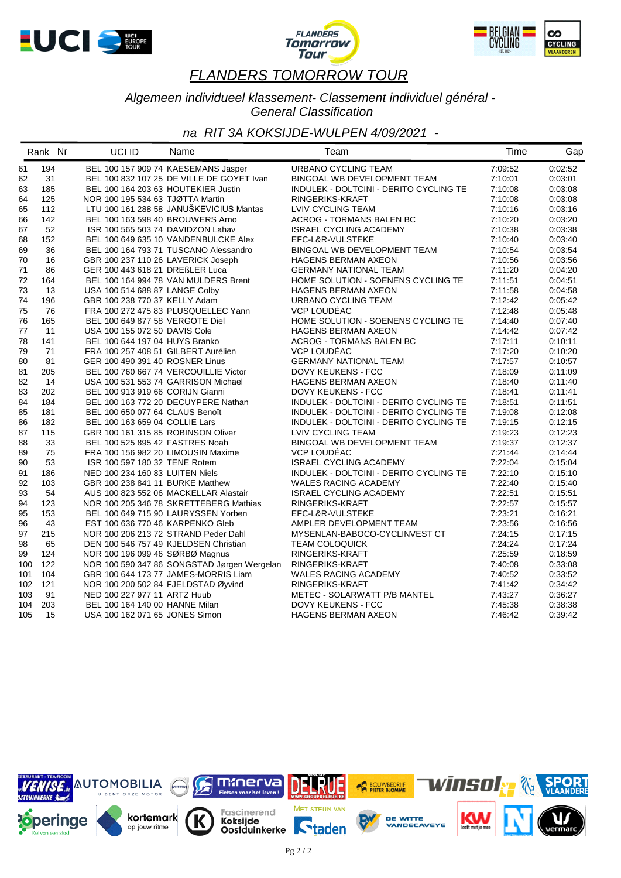# FLANDERS TOMORROW TOUR

## Algemeen individueel klassement- Classement individuel général - General Classification

### na RIT 3A KOKSIJDE-WULPEN 4/09/2021 -

| Rank | Nr | UCI ID | Name | Team | Time | Gap |
|---|---|---|---|---|---|---|
| 61 | 194 | BEL 100 157 909 74 | KAESEMANS Jasper | URBANO CYCLING TEAM | 7:09:52 | 0:02:52 |
| 62 | 31 | BEL 100 832 107 25 | DE VILLE DE GOYET Ivan | BINGOAL WB DEVELOPMENT TEAM | 7:10:01 | 0:03:01 |
| 63 | 185 | BEL 100 164 203 63 | HOUTEKIER Justin | INDULEK - DOLTCINI - DERITO CYCLING TE | 7:10:08 | 0:03:08 |
| 64 | 125 | NOR 100 195 534 63 | TJØTTA Martin | RINGERIKS-KRAFT | 7:10:08 | 0:03:08 |
| 65 | 112 | LTU 100 161 288 58 | JANUŠKEVICIUS Mantas | LVIV CYCLING TEAM | 7:10:16 | 0:03:16 |
| 66 | 142 | BEL 100 163 598 40 | BROUWERS Arno | ACROG - TORMANS BALEN BC | 7:10:20 | 0:03:20 |
| 67 | 52 | ISR 100 565 503 74 | DAVIDZON Lahav | ISRAEL CYCLING ACADEMY | 7:10:38 | 0:03:38 |
| 68 | 152 | BEL 100 649 635 10 | VANDENBULCKE Alex | EFC-L&R-VULSTEKE | 7:10:40 | 0:03:40 |
| 69 | 36 | BEL 100 164 793 71 | TUSCANO Alessandro | BINGOAL WB DEVELOPMENT TEAM | 7:10:54 | 0:03:54 |
| 70 | 16 | GBR 100 237 110 26 | LAVERICK Joseph | HAGENS BERMAN AXEON | 7:10:56 | 0:03:56 |
| 71 | 86 | GER 100 443 618 21 | DREßLER Luca | GERMANY NATIONAL TEAM | 7:11:20 | 0:04:20 |
| 72 | 164 | BEL 100 164 994 78 | VAN MULDERS Brent | HOME SOLUTION - SOENENS CYCLING TE | 7:11:51 | 0:04:51 |
| 73 | 13 | USA 100 514 688 87 | LANGE Colby | HAGENS BERMAN AXEON | 7:11:58 | 0:04:58 |
| 74 | 196 | GBR 100 238 770 37 | KELLY Adam | URBANO CYCLING TEAM | 7:12:42 | 0:05:42 |
| 75 | 76 | FRA 100 272 475 83 | PLUSQUELLEC Yann | VCP LOUDÉAC | 7:12:48 | 0:05:48 |
| 76 | 165 | BEL 100 649 877 58 | VERGOTE Diel | HOME SOLUTION - SOENENS CYCLING TE | 7:14:40 | 0:07:40 |
| 77 | 11 | USA 100 155 072 50 | DAVIS Cole | HAGENS BERMAN AXEON | 7:14:42 | 0:07:42 |
| 78 | 141 | BEL 100 644 197 04 | HUYS Branko | ACROG - TORMANS BALEN BC | 7:17:11 | 0:10:11 |
| 79 | 71 | FRA 100 257 408 51 | GILBERT Aurélien | VCP LOUDÉAC | 7:17:20 | 0:10:20 |
| 80 | 81 | GER 100 490 391 40 | ROSNER Linus | GERMANY NATIONAL TEAM | 7:17:57 | 0:10:57 |
| 81 | 205 | BEL 100 760 667 74 | VERCOUILLIE Victor | DOVY KEUKENS - FCC | 7:18:09 | 0:11:09 |
| 82 | 14 | USA 100 531 553 74 | GARRISON Michael | HAGENS BERMAN AXEON | 7:18:40 | 0:11:40 |
| 83 | 202 | BEL 100 913 919 66 | CORIJN Gianni | DOVY KEUKENS - FCC | 7:18:41 | 0:11:41 |
| 84 | 184 | BEL 100 163 772 20 | DECUYPERE Nathan | INDULEK - DOLTCINI - DERITO CYCLING TE | 7:18:51 | 0:11:51 |
| 85 | 181 | BEL 100 650 077 64 | CLAUS Benoît | INDULEK - DOLTCINI - DERITO CYCLING TE | 7:19:08 | 0:12:08 |
| 86 | 182 | BEL 100 163 659 04 | COLLIE Lars | INDULEK - DOLTCINI - DERITO CYCLING TE | 7:19:15 | 0:12:15 |
| 87 | 115 | GBR 100 161 315 85 | ROBINSON Oliver | LVIV CYCLING TEAM | 7:19:23 | 0:12:23 |
| 88 | 33 | BEL 100 525 895 42 | FASTRES Noah | BINGOAL WB DEVELOPMENT TEAM | 7:19:37 | 0:12:37 |
| 89 | 75 | FRA 100 156 982 20 | LIMOUSIN Maxime | VCP LOUDÉAC | 7:21:44 | 0:14:44 |
| 90 | 53 | ISR 100 597 180 32 | TENE Rotem | ISRAEL CYCLING ACADEMY | 7:22:04 | 0:15:04 |
| 91 | 186 | NED 100 234 160 83 | LUITEN Niels | INDULEK - DOLTCINI - DERITO CYCLING TE | 7:22:10 | 0:15:10 |
| 92 | 103 | GBR 100 238 841 11 | BURKE Matthew | WALES RACING ACADEMY | 7:22:40 | 0:15:40 |
| 93 | 54 | AUS 100 823 552 06 | MACKELLAR Alastair | ISRAEL CYCLING ACADEMY | 7:22:51 | 0:15:51 |
| 94 | 123 | NOR 100 205 346 78 | SKRETTEBERG Mathias | RINGERIKS-KRAFT | 7:22:57 | 0:15:57 |
| 95 | 153 | BEL 100 649 715 90 | LAURYSSEN Yorben | EFC-L&R-VULSTEKE | 7:23:21 | 0:16:21 |
| 96 | 43 | EST 100 636 770 46 | KARPENKO Gleb | AMPLER DEVELOPMENT TEAM | 7:23:56 | 0:16:56 |
| 97 | 215 | NOR 100 206 213 72 | STRAND Peder Dahl | MYSENLAN-BABOCO-CYCLINVEST CT | 7:24:15 | 0:17:15 |
| 98 | 65 | DEN 100 546 757 49 | KJELDSEN Christian | TEAM COLOQUICK | 7:24:24 | 0:17:24 |
| 99 | 124 | NOR 100 196 099 46 | SØRBØ Magnus | RINGERIKS-KRAFT | 7:25:59 | 0:18:59 |
| 100 | 122 | NOR 100 590 347 86 | SONGSTAD Jørgen Wergelan | RINGERIKS-KRAFT | 7:40:08 | 0:33:08 |
| 101 | 104 | GBR 100 644 173 77 | JAMES-MORRIS Liam | WALES RACING ACADEMY | 7:40:52 | 0:33:52 |
| 102 | 121 | NOR 100 200 502 84 | FJELDSTAD Øyvind | RINGERIKS-KRAFT | 7:41:42 | 0:34:42 |
| 103 | 91 | NED 100 227 977 11 | ARTZ Huub | METEC - SOLARWATT P/B MANTEL | 7:43:27 | 0:36:27 |
| 104 | 203 | BEL 100 164 140 00 | HANNE Milan | DOVY KEUKENS - FCC | 7:45:38 | 0:38:38 |
| 105 | 15 | USA 100 162 071 65 | JONES Simon | HAGENS BERMAN AXEON | 7:46:42 | 0:39:42 |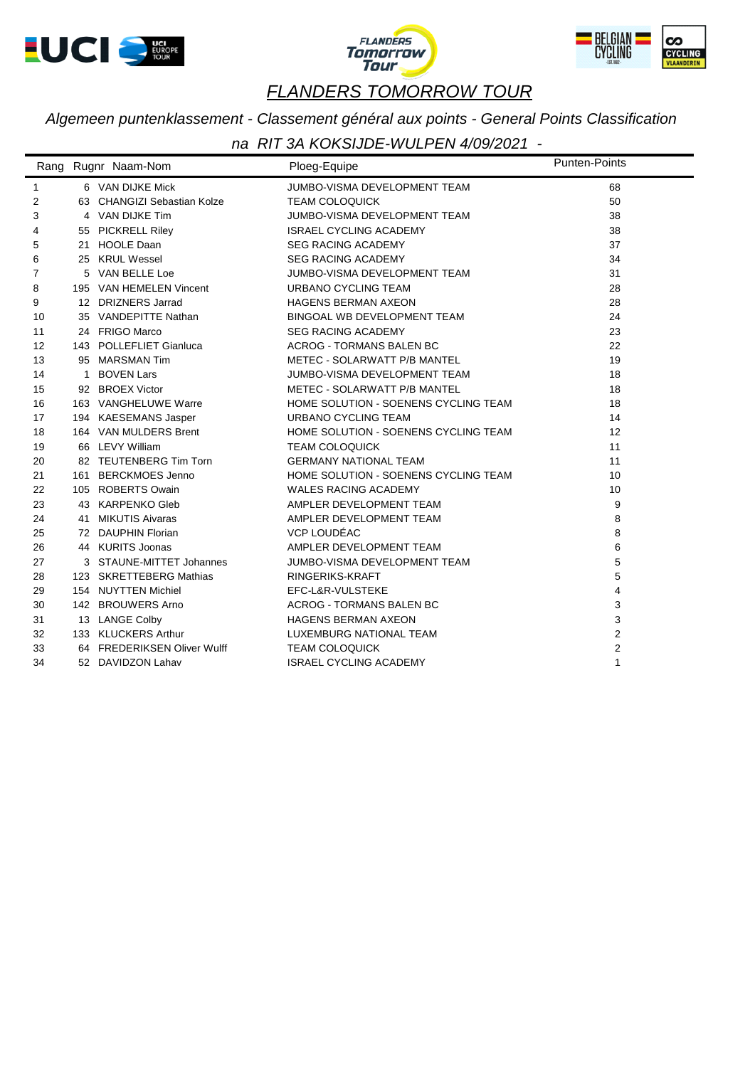# FLANDERS TOMORROW TOUR

*Algemeen puntenklassement - Classement général aux points - General Points Classification*

*na RIT 3A KOKSIJDE-WULPEN 4/09/2021 -*

| Rang | Rugnr | Naam-Nom | Ploeg-Equipe | Punten-Points |
|---|---|---|---|---|
| 1 | 6 | VAN DIJKE Mick | JUMBO-VISMA DEVELOPMENT TEAM | 68 |
| 2 | 63 | CHANGIZI Sebastian Kolze | TEAM COLOQUICK | 50 |
| 3 | 4 | VAN DIJKE Tim | JUMBO-VISMA DEVELOPMENT TEAM | 38 |
| 4 | 55 | PICKRELL Riley | ISRAEL CYCLING ACADEMY | 38 |
| 5 | 21 | HOOLE Daan | SEG RACING ACADEMY | 37 |
| 6 | 25 | KRUL Wessel | SEG RACING ACADEMY | 34 |
| 7 | 5 | VAN BELLE Loe | JUMBO-VISMA DEVELOPMENT TEAM | 31 |
| 8 | 195 | VAN HEMELEN Vincent | URBANO CYCLING TEAM | 28 |
| 9 | 12 | DRIZNERS Jarrad | HAGENS BERMAN AXEON | 28 |
| 10 | 35 | VANDEPITTE Nathan | BINGOAL WB DEVELOPMENT TEAM | 24 |
| 11 | 24 | FRIGO Marco | SEG RACING ACADEMY | 23 |
| 12 | 143 | POLLEFLIET Gianluca | ACROG - TORMANS BALEN BC | 22 |
| 13 | 95 | MARSMAN Tim | METEC - SOLARWATT P/B MANTEL | 19 |
| 14 | 1 | BOVEN Lars | JUMBO-VISMA DEVELOPMENT TEAM | 18 |
| 15 | 92 | BROEX Victor | METEC - SOLARWATT P/B MANTEL | 18 |
| 16 | 163 | VANGHELUWE Warre | HOME SOLUTION - SOENENS CYCLING TEAM | 18 |
| 17 | 194 | KAESEMANS Jasper | URBANO CYCLING TEAM | 14 |
| 18 | 164 | VAN MULDERS Brent | HOME SOLUTION - SOENENS CYCLING TEAM | 12 |
| 19 | 66 | LEVY William | TEAM COLOQUICK | 11 |
| 20 | 82 | TEUTENBERG Tim Torn | GERMANY NATIONAL TEAM | 11 |
| 21 | 161 | BERCKMOES Jenno | HOME SOLUTION - SOENENS CYCLING TEAM | 10 |
| 22 | 105 | ROBERTS Owain | WALES RACING ACADEMY | 10 |
| 23 | 43 | KARPENKO Gleb | AMPLER DEVELOPMENT TEAM | 9 |
| 24 | 41 | MIKUTIS Aivaras | AMPLER DEVELOPMENT TEAM | 8 |
| 25 | 72 | DAUPHIN Florian | VCP LOUDÉAC | 8 |
| 26 | 44 | KURITS Joonas | AMPLER DEVELOPMENT TEAM | 6 |
| 27 | 3 | STAUNE-MITTET Johannes | JUMBO-VISMA DEVELOPMENT TEAM | 5 |
| 28 | 123 | SKRETTEBERG Mathias | RINGERIKS-KRAFT | 5 |
| 29 | 154 | NUYTTEN Michiel | EFC-L&R-VULSTEKE | 4 |
| 30 | 142 | BROUWERS Arno | ACROG - TORMANS BALEN BC | 3 |
| 31 | 13 | LANGE Colby | HAGENS BERMAN AXEON | 3 |
| 32 | 133 | KLUCKERS Arthur | LUXEMBURG NATIONAL TEAM | 2 |
| 33 | 64 | FREDERIKSEN Oliver Wulff | TEAM COLOQUICK | 2 |
| 34 | 52 | DAVIDZON Lahav | ISRAEL CYCLING ACADEMY | 1 |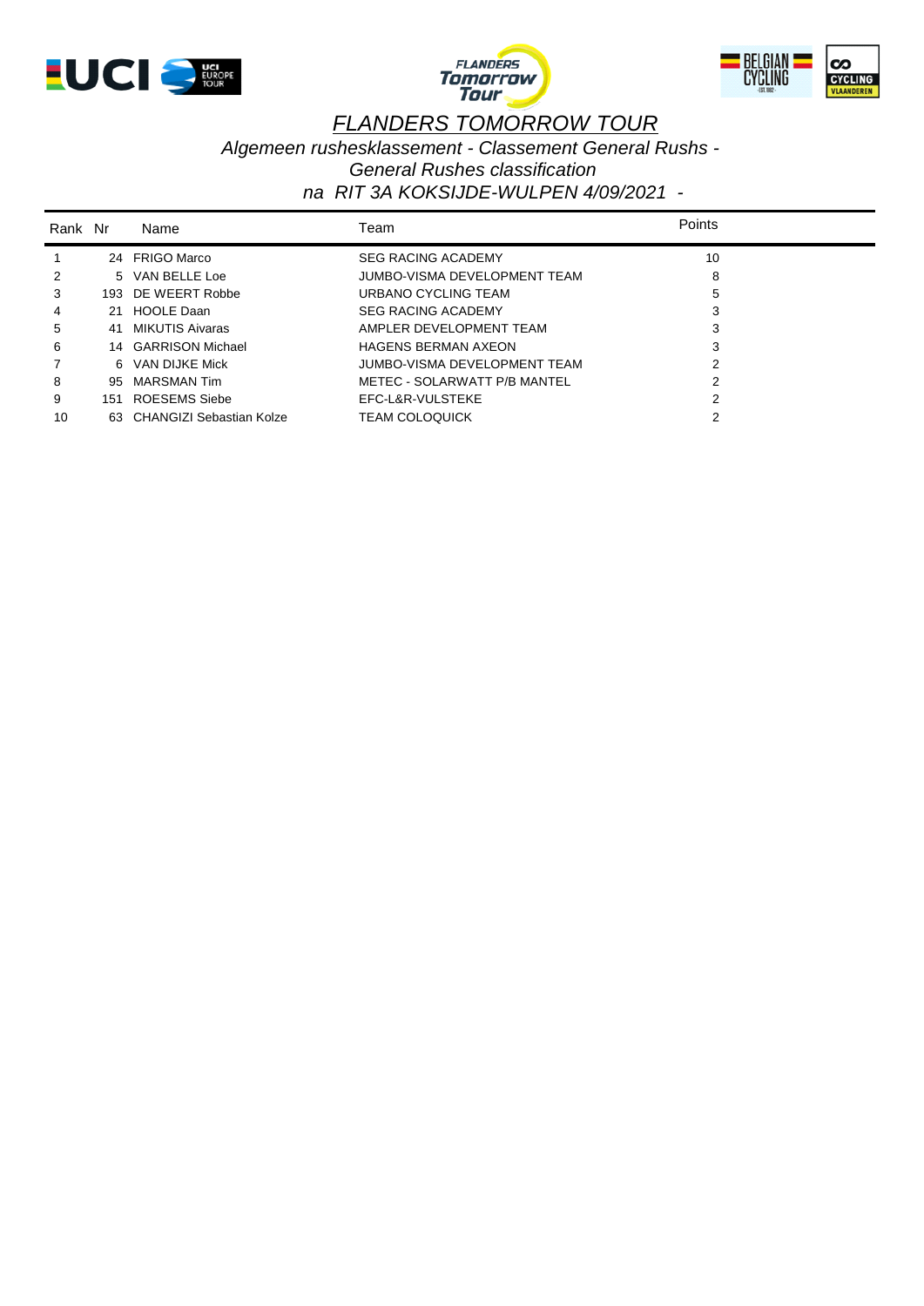# FLANDERS TOMORROW TOUR

*Algemeen rushesklassement - Classement General Rushs - General Rushes classification*

*na RIT 3A KOKSIJDE-WULPEN 4/09/2021 -*

| Rank | Nr | Name | Team | Points |
|---|---|---|---|---|
| 1 | 24 | FRIGO Marco | SEG RACING ACADEMY | 10 |
| 2 | 5 | VAN BELLE Loe | JUMBO-VISMA DEVELOPMENT TEAM | 8 |
| 3 | 193 | DE WEERT Robbe | URBANO CYCLING TEAM | 5 |
| 4 | 21 | HOOLE Daan | SEG RACING ACADEMY | 3 |
| 5 | 41 | MIKUTIS Aivaras | AMPLER DEVELOPMENT TEAM | 3 |
| 6 | 14 | GARRISON Michael | HAGENS BERMAN AXEON | 3 |
| 7 | 6 | VAN DIJKE Mick | JUMBO-VISMA DEVELOPMENT TEAM | 2 |
| 8 | 95 | MARSMAN Tim | METEC - SOLARWATT P/B MANTEL | 2 |
| 9 | 151 | ROESEMS Siebe | EFC-L&R-VULSTEKE | 2 |
| 10 | 63 | CHANGIZI Sebastian Kolze | TEAM COLOQUICK | 2 |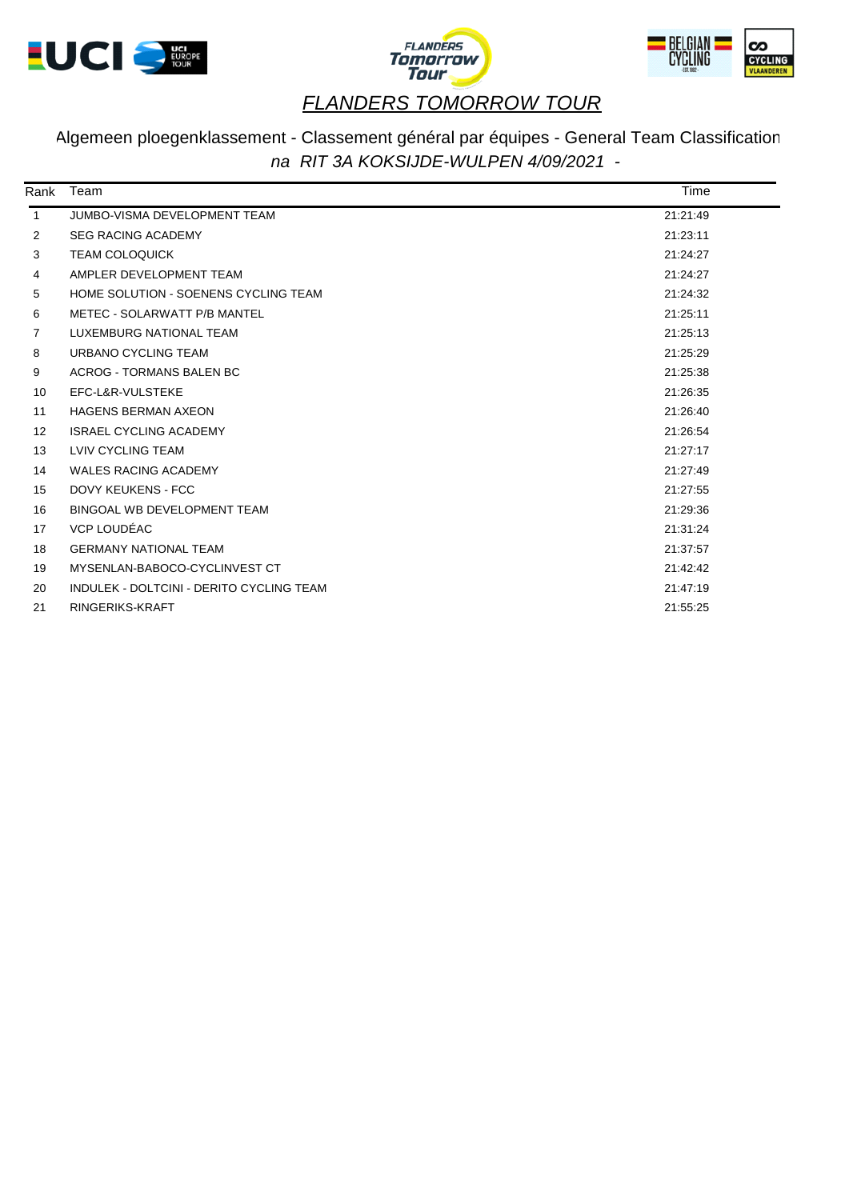# *FLANDERS TOMORROW TOUR*

## Algemeen ploegenklassement - Classement général par équipes - General Team Classification

*na RIT 3A KOKSIJDE-WULPEN 4/09/2021 -*

| Rank | Team | Time |
|---|---|---|
| 1 | JUMBO-VISMA DEVELOPMENT TEAM | 21:21:49 |
| 2 | SEG RACING ACADEMY | 21:23:11 |
| 3 | TEAM COLOQUICK | 21:24:27 |
| 4 | AMPLER DEVELOPMENT TEAM | 21:24:27 |
| 5 | HOME SOLUTION - SOENENS CYCLING TEAM | 21:24:32 |
| 6 | METEC - SOLARWATT P/B MANTEL | 21:25:11 |
| 7 | LUXEMBURG NATIONAL TEAM | 21:25:13 |
| 8 | URBANO CYCLING TEAM | 21:25:29 |
| 9 | ACROG - TORMANS BALEN BC | 21:25:38 |
| 10 | EFC-L&R-VULSTEKE | 21:26:35 |
| 11 | HAGENS BERMAN AXEON | 21:26:40 |
| 12 | ISRAEL CYCLING ACADEMY | 21:26:54 |
| 13 | LVIV CYCLING TEAM | 21:27:17 |
| 14 | WALES RACING ACADEMY | 21:27:49 |
| 15 | DOVY KEUKENS - FCC | 21:27:55 |
| 16 | BINGOAL WB DEVELOPMENT TEAM | 21:29:36 |
| 17 | VCP LOUDÉAC | 21:31:24 |
| 18 | GERMANY NATIONAL TEAM | 21:37:57 |
| 19 | MYSENLAN-BABOCO-CYCLINVEST CT | 21:42:42 |
| 20 | INDULEK - DOLTCINI - DERITO CYCLING TEAM | 21:47:19 |
| 21 | RINGERIKS-KRAFT | 21:55:25 |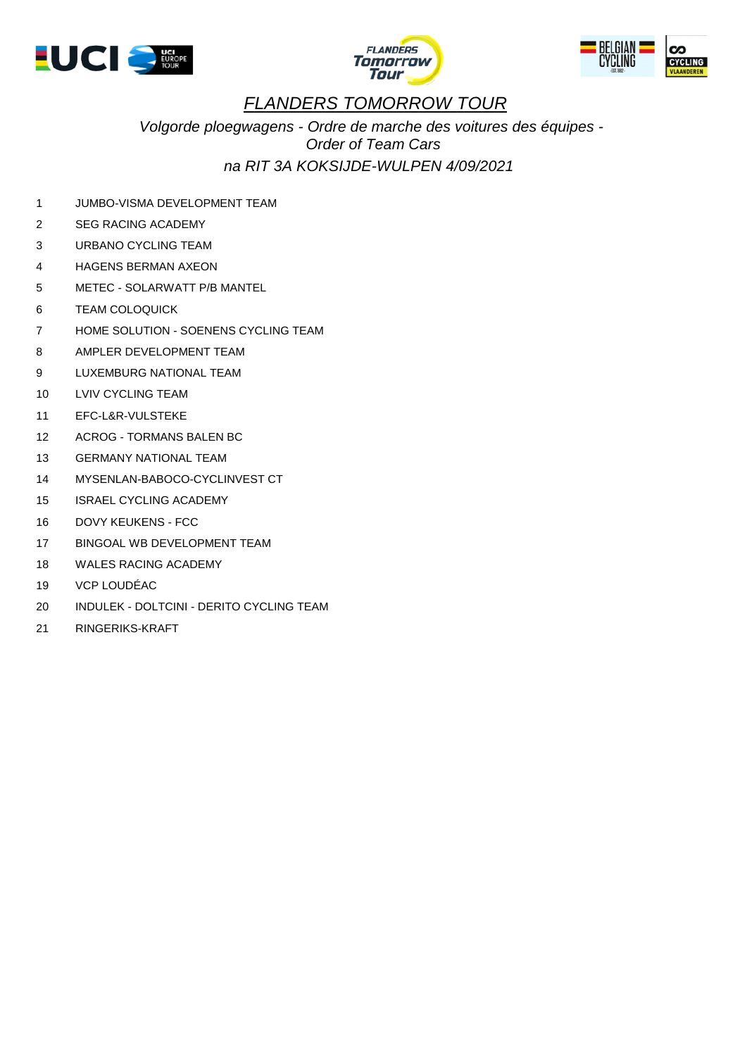# *FLANDERS TOMORROW TOUR*

*Volgorde ploegwagens - Ordre de marche des voitures des équipes - Order of Team Cars*

*na RIT 3A KOKSIJDE-WULPEN 4/09/2021*

| | |
|---|---|
| 1 | JUMBO-VISMA DEVELOPMENT TEAM |
| 2 | SEG RACING ACADEMY |
| 3 | URBANO CYCLING TEAM |
| 4 | HAGENS BERMAN AXEON |
| 5 | METEC - SOLARWATT P/B MANTEL |
| 6 | TEAM COLOQUICK |
| 7 | HOME SOLUTION - SOENENS CYCLING TEAM |
| 8 | AMPLER DEVELOPMENT TEAM |
| 9 | LUXEMBURG NATIONAL TEAM |
| 10 | LVIV CYCLING TEAM |
| 11 | EFC-L&R-VULSTEKE |
| 12 | ACROG - TORMANS BALEN BC |
| 13 | GERMANY NATIONAL TEAM |
| 14 | MYSENLAN-BABOCO-CYCLINVEST CT |
| 15 | ISRAEL CYCLING ACADEMY |
| 16 | DOVY KEUKENS - FCC |
| 17 | BINGOAL WB DEVELOPMENT TEAM |
| 18 | WALES RACING ACADEMY |
| 19 | VCP LOUDÉAC |
| 20 | INDULEK - DOLTCINI - DERITO CYCLING TEAM |
| 21 | RINGERIKS-KRAFT |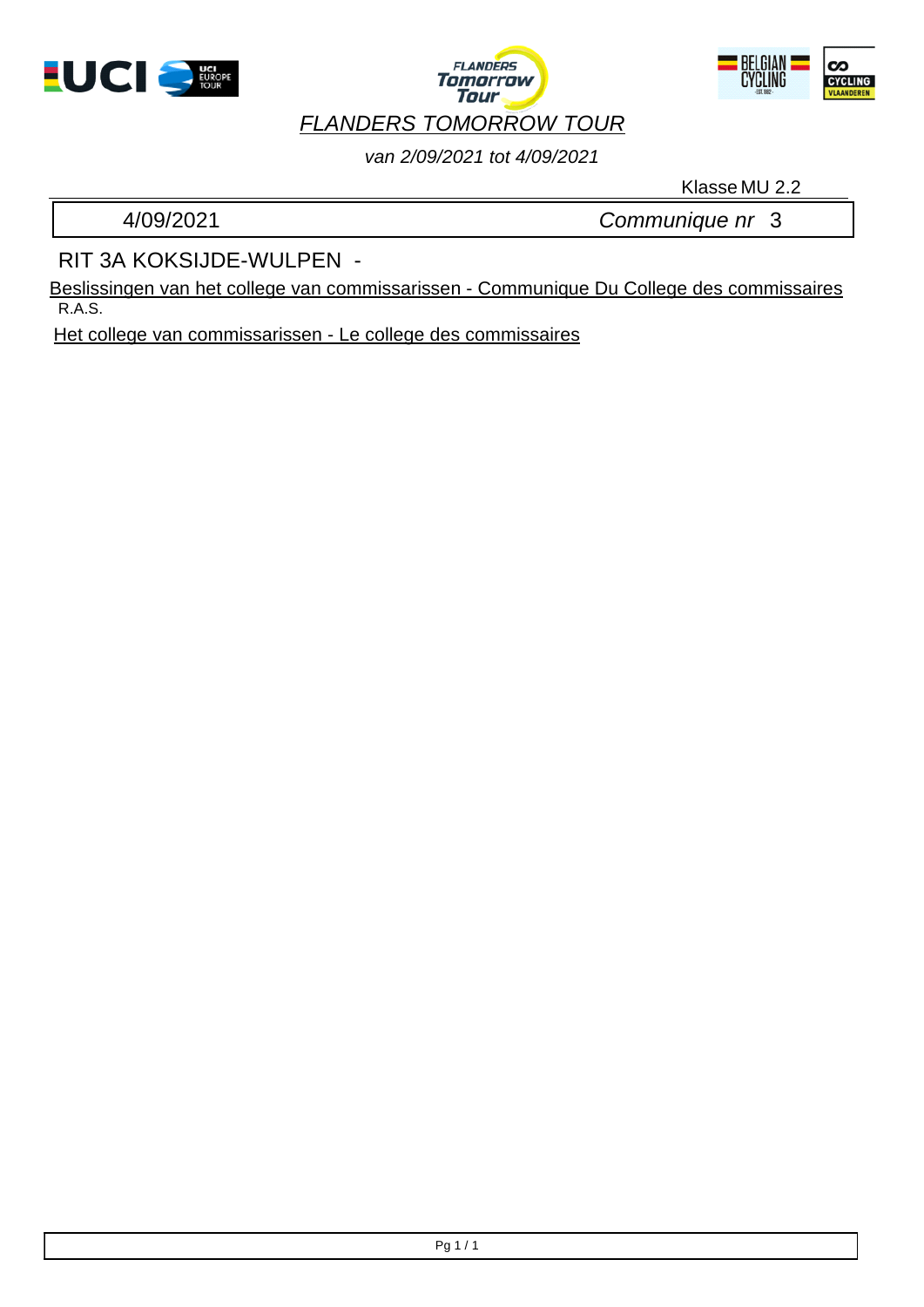# *FLANDERS TOMORROW TOUR*

*van 2/09/2021 tot 4/09/2021*

Klasse MU 2.2

4/09/2021 *Communique nr* 3

## RIT 3A KOKSIJDE-WULPEN -

Beslissingen van het college van commissarissen - Communique Du College des commissaires

R.A.S.

Het college van commissarissen - Le college des commissaires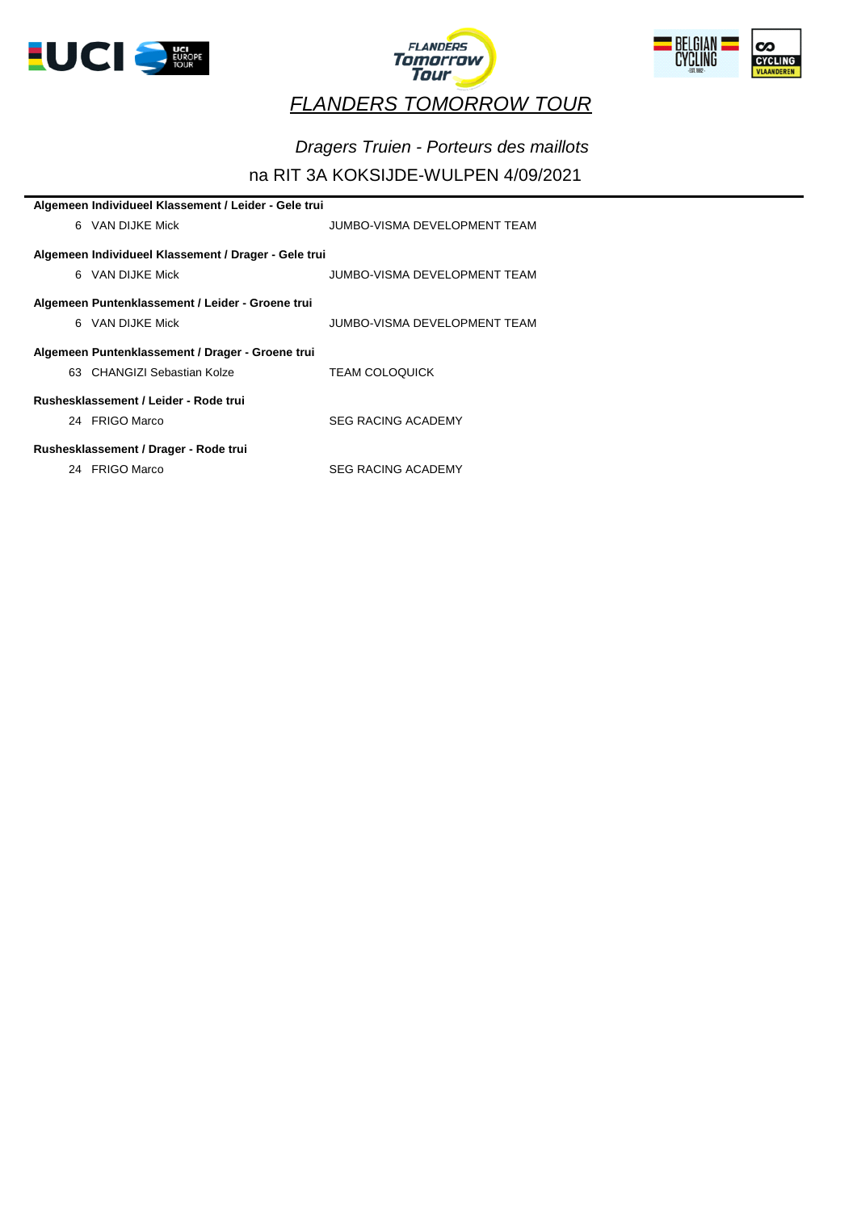# *FLANDERS TOMORROW TOUR*

## *Dragers Truien - Porteurs des maillots*

## na RIT 3A KOKSIJDE-WULPEN 4/09/2021

**Algemeen Individueel Klassement / Leider - Gele trui**

| | | |
|---|---|---|
| 6 | VAN DIJKE Mick | JUMBO-VISMA DEVELOPMENT TEAM |

**Algemeen Individueel Klassement / Drager - Gele trui**

| | | |
|---|---|---|
| 6 | VAN DIJKE Mick | JUMBO-VISMA DEVELOPMENT TEAM |

**Algemeen Puntenklassement / Leider - Groene trui**

| | | |
|---|---|---|
| 6 | VAN DIJKE Mick | JUMBO-VISMA DEVELOPMENT TEAM |

**Algemeen Puntenklassement / Drager - Groene trui**

| | | |
|---|---|---|
| 63 | CHANGIZI Sebastian Kolze | TEAM COLOQUICK |

**Rushesklassement / Leider - Rode trui**

| | | |
|---|---|---|
| 24 | FRIGO Marco | SEG RACING ACADEMY |

**Rushesklassement / Drager - Rode trui**

| | | |
|---|---|---|
| 24 | FRIGO Marco | SEG RACING ACADEMY |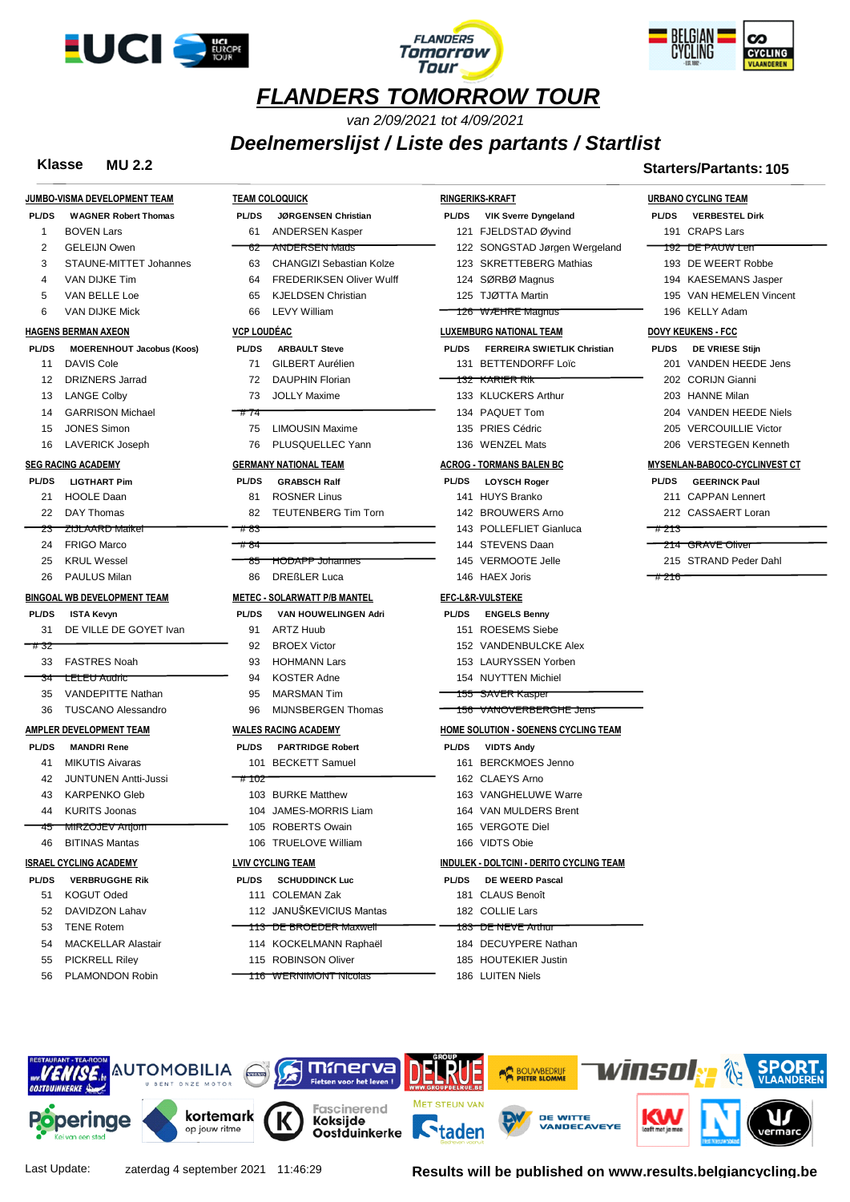# FLANDERS TOMORROW TOUR

*van 2/09/2021 tot 4/09/2021*

## *Deelnemerslijst / Liste des partants / Startlist*

**Klasse MU 2.2**

**Starters/Partants: 105**

### JUMBO-VISMA DEVELOPMENT TEAM
PL/DS **WAGNER Robert Thomas**

1 BOVEN Lars
2 GELEIJN Owen
3 STAUNE-MITTET Johannes
4 VAN DIJKE Tim
5 VAN BELLE Loe
6 VAN DIJKE Mick

### HAGENS BERMAN AXEON
PL/DS **MOERENHOUT Jacobus (Koos)**

11 DAVIS Cole
12 DRIZNERS Jarrad
13 LANGE Colby
14 GARRISON Michael
15 JONES Simon
16 LAVERICK Joseph

### SEG RACING ACADEMY
PL/DS **LIGTHART Pim**

21 HOOLE Daan
22 DAY Thomas
~~23 ZIJLAARD Maikel~~
24 FRIGO Marco
25 KRUL Wessel
26 PAULUS Milan

### BINGOAL WB DEVELOPMENT TEAM
PL/DS **ISTA Kevyn**

31 DE VILLE DE GOYET Ivan
~~# 32~~
33 FASTRES Noah
~~34 LELEU Audric~~
35 VANDEPITTE Nathan
36 TUSCANO Alessandro

### AMPLER DEVELOPMENT TEAM
PL/DS **MANDRI Rene**

41 MIKUTIS Aivaras
42 JUNTUNEN Antti-Jussi
43 KARPENKO Gleb
44 KURITS Joonas
~~45 MIRZOJEV Artjom~~
46 BITINAS Mantas

### ISRAEL CYCLING ACADEMY
PL/DS **VERBRUGGHE Rik**

51 KOGUT Oded
52 DAVIDZON Lahav
53 TENE Rotem
54 MACKELLAR Alastair
55 PICKRELL Riley
56 PLAMONDON Robin

### TEAM COLOQUICK
PL/DS **JØRGENSEN Christian**

61 ANDERSEN Kasper
~~62 ANDERSEN Mads~~
63 CHANGIZI Sebastian Kolze
64 FREDERIKSEN Oliver Wulff
65 KJELDSEN Christian
66 LEVY William

### VCP LOUDÉAC
PL/DS **ARBAULT Steve**

71 GILBERT Aurélien
72 DAUPHIN Florian
73 JOLLY Maxime
~~# 74~~
75 LIMOUSIN Maxime
76 PLUSQUELLEC Yann

### GERMANY NATIONAL TEAM
PL/DS **GRABSCH Ralf**

81 ROSNER Linus
82 TEUTENBERG Tim Torn
~~# 83~~
~~# 84~~
~~85 HODAPP Johannes~~
86 DREßLER Luca

### METEC - SOLARWATT P/B MANTEL
PL/DS **VAN HOUWELINGEN Adri**

91 ARTZ Huub
92 BROEX Victor
93 HOHMANN Lars
94 KOSTER Adne
95 MARSMAN Tim
96 MIJNSBERGEN Thomas

### WALES RACING ACADEMY
PL/DS **PARTRIDGE Robert**

101 BECKETT Samuel
~~# 102~~
103 BURKE Matthew
104 JAMES-MORRIS Liam
105 ROBERTS Owain
106 TRUELOVE William

### LVIV CYCLING TEAM
PL/DS **SCHUDDINCK Luc**

111 COLEMAN Zak
112 JANUŠKEVICIUS Mantas
~~113 DE BROEDER Maxwell~~
114 KOCKELMANN Raphaël
115 ROBINSON Oliver
~~116 WERNIMONT Nicolas~~

### RINGERIKS-KRAFT
PL/DS **VIK Sverre Dyngeland**

121 FJELDSTAD Øyvind
122 SONGSTAD Jørgen Wergeland
123 SKRETTEBERG Mathias
124 SØRBØ Magnus
125 TJØTTA Martin
~~126 WÆHRE Magnus~~

### LUXEMBURG NATIONAL TEAM
PL/DS **FERREIRA SWIETLIK Christian**

131 BETTENDORFF Loïc
~~132 KARIER Rik~~
133 KLUCKERS Arthur
134 PAQUET Tom
135 PRIES Cédric
136 WENZEL Mats

### ACROG - TORMANS BALEN BC
PL/DS **LOYSCH Roger**

141 HUYS Branko
142 BROUWERS Arno
143 POLLEFLIET Gianluca
144 STEVENS Daan
145 VERMOOTE Jelle
146 HAEX Joris

### EFC-L&R-VULSTEKE
PL/DS **ENGELS Benny**

151 ROESEMS Siebe
152 VANDENBULCKE Alex
153 LAURYSSEN Yorben
154 NUYTTEN Michiel
~~155 SAVER Kasper~~
~~156 VANOVERBERGHE Jens~~

### HOME SOLUTION - SOENENS CYCLING TEAM
PL/DS **VIDTS Andy**

161 BERCKMOES Jenno
162 CLAEYS Arno
163 VANGHELUWE Warre
164 VAN MULDERS Brent
165 VERGOTE Diel
166 VIDTS Obie

### INDULEK - DOLTCINI - DERITO CYCLING TEAM
PL/DS **DE WEERD Pascal**

181 CLAUS Benoît
182 COLLIE Lars
~~183 DE NEVE Arthur~~
184 DECUYPERE Nathan
185 HOUTEKIER Justin
186 LUITEN Niels

### URBANO CYCLING TEAM
PL/DS **VERBESTEL Dirk**

191 CRAPS Lars
~~192 DE PAUW Len~~
193 DE WEERT Robbe
194 KAESEMANS Jasper
195 VAN HEMELEN Vincent
196 KELLY Adam

### DOVY KEUKENS - FCC
PL/DS **DE VRIESE Stijn**

201 VANDEN HEEDE Jens
202 CORIJN Gianni
203 HANNE Milan
204 VANDEN HEEDE Niels
205 VERCOUILLIE Victor
206 VERSTEGEN Kenneth

### MYSENLAN-BABOCO-CYCLINVEST CT
PL/DS **GEERINCK Paul**

211 CAPPAN Lennert
212 CASSAERT Loran
~~# 213~~
~~214 GRAVE Oliver~~
215 STRAND Peder Dahl
~~# 216~~

Last Update: zaterdag 4 september 2021 11:46:29

**Results will be published on www.results.belgiancycling.be**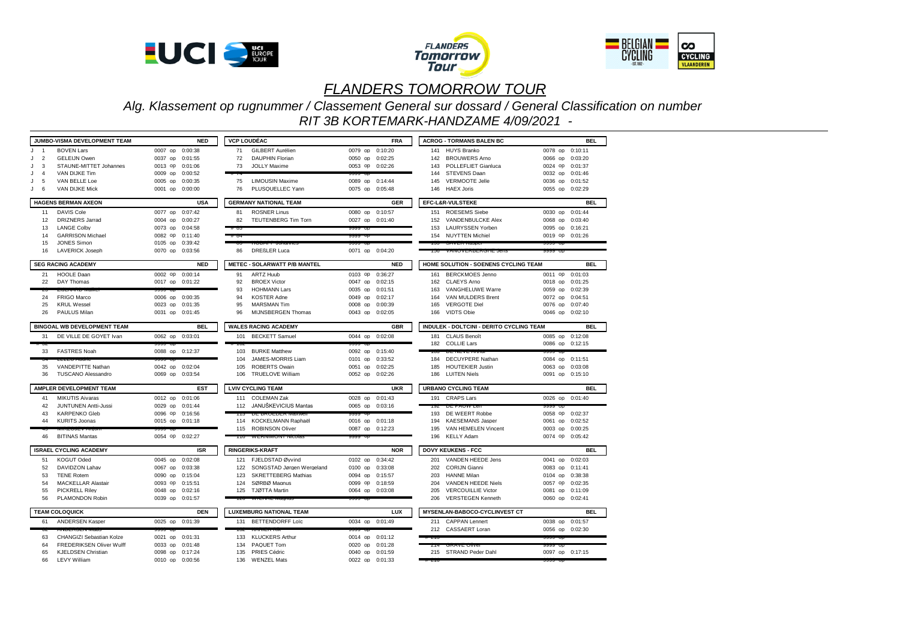# FLANDERS TOMORROW TOUR

## Alg. Klassement op rugnummer / Classement General sur dossard / General Classification on number

## RIT 3B KORTEMARK-HANDZAME 4/09/2021 -

### JUMBO-VISMA DEVELOPMENT TEAM — NED

| | | | | |
|---|---|---|---|---|
| J | 1 | BOVEN Lars | 0007 op | 0:00:38 |
| J | 2 | GELEIJN Owen | 0037 op | 0:01:55 |
| J | 3 | STAUNE-MITTET Johannes | 0013 op | 0:01:06 |
| J | 4 | VAN DIJKE Tim | 0009 op | 0:00:52 |
| J | 5 | VAN BELLE Loe | 0005 op | 0:00:35 |
| J | 6 | VAN DIJKE Mick | 0001 op | 0:00:00 |

### HAGENS BERMAN AXEON — USA

| | | | |
|---|---|---|---|
| 11 | DAVIS Cole | 0077 op | 0:07:42 |
| 12 | DRIZNERS Jarrad | 0004 op | 0:00:27 |
| 13 | LANGE Colby | 0073 op | 0:04:58 |
| 14 | GARRISON Michael | 0082 op | 0:11:40 |
| 15 | JONES Simon | 0105 op | 0:39:42 |
| 16 | LAVERICK Joseph | 0070 op | 0:03:56 |

### SEG RACING ACADEMY — NED

| | | | |
|---|---|---|---|
| 21 | HOOLE Daan | 0002 op | 0:00:14 |
| 22 | DAY Thomas | 0017 op | 0:01:22 |
| ~~23~~ | ~~EIJSERMANS Maikel~~ | ~~9999 op~~ | |
| 24 | FRIGO Marco | 0006 op | 0:00:35 |
| 25 | KRUL Wessel | 0023 op | 0:01:35 |
| 26 | PAULUS Milan | 0031 op | 0:01:45 |

### BINGOAL WB DEVELOPMENT TEAM — BEL

| | | | |
|---|---|---|---|
| 31 | DE VILLE DE GOYET Ivan | 0062 op | 0:03:01 |
| ~~32~~ | | ~~9999 op~~ | |
| 33 | FASTRES Noah | 0088 op | 0:12:37 |
| ~~34~~ | ~~LELEU Xadne~~ | ~~9999 op~~ | |
| 35 | VANDEPITTE Nathan | 0042 op | 0:02:04 |
| 36 | TUSCANO Alessandro | 0069 op | 0:03:54 |

### AMPLER DEVELOPMENT TEAM — EST

| | | | |
|---|---|---|---|
| 41 | MIKUTIS Aivaras | 0012 op | 0:01:06 |
| 42 | JUNTUNEN Antti-Jussi | 0029 op | 0:01:44 |
| 43 | KARPENKO Gleb | 0096 op | 0:16:56 |
| 44 | KURITS Joonas | 0015 op | 0:01:18 |
| ~~45~~ | ~~MIRZOJEV Anjom~~ | ~~9999 op~~ | |
| 46 | BITINAS Mantas | 0054 op | 0:02:27 |

### ISRAEL CYCLING ACADEMY — ISR

| | | | |
|---|---|---|---|
| 51 | KOGUT Oded | 0045 op | 0:02:08 |
| 52 | DAVIDZON Lahav | 0067 op | 0:03:38 |
| 53 | TENE Rotem | 0090 op | 0:15:04 |
| 54 | MACKELLAR Alastair | 0093 op | 0:15:51 |
| 55 | PICKRELL Riley | 0048 op | 0:02:16 |
| 56 | PLAMONDON Robin | 0039 op | 0:01:57 |

### TEAM COLOQUICK — DEN

| | | | |
|---|---|---|---|
| 61 | ANDERSEN Kasper | 0025 op | 0:01:39 |
| ~~62~~ | ~~ANDERSEN Mads~~ | ~~9999 op~~ | |
| 63 | CHANGIZI Sebastian Kolze | 0021 op | 0:01:31 |
| 64 | FREDERIKSEN Oliver Wulff | 0033 op | 0:01:48 |
| 65 | KJELDSEN Christian | 0098 op | 0:17:24 |
| 66 | LEVY William | 0010 op | 0:00:56 |

### VCP LOUDÉAC — FRA

| | | | |
|---|---|---|---|
| 71 | GILBERT Aurélien | 0079 op | 0:10:20 |
| 72 | DAUPHIN Florian | 0050 op | 0:02:25 |
| 73 | JOLLY Maxime | 0053 op | 0:02:26 |
| ~~74~~ | | ~~9999 op~~ | |
| 75 | LIMOUSIN Maxime | 0089 op | 0:14:44 |
| 76 | PLUSQUELLEC Yann | 0075 op | 0:05:48 |

### GERMANY NATIONAL TEAM — GER

| | | | |
|---|---|---|---|
| 81 | ROSNER Linus | 0080 op | 0:10:57 |
| 82 | TEUTENBERG Tim Torn | 0027 op | 0:01:40 |
| ~~83~~ | | ~~9999 op~~ | |
| ~~84~~ | | ~~9999 op~~ | |
| ~~85~~ | ~~HOELKE Johannes~~ | ~~9999 op~~ | |
| 86 | DREßLER Luca | 0071 op | 0:04:20 |

### METEC - SOLARWATT P/B MANTEL — NED

| | | | |
|---|---|---|---|
| 91 | ARTZ Huub | 0103 op | 0:36:27 |
| 92 | BROEX Victor | 0047 op | 0:02:15 |
| 93 | HOHMANN Lars | 0035 op | 0:01:51 |
| 94 | KOSTER Adne | 0049 op | 0:02:17 |
| 95 | MARSMAN Tim | 0008 op | 0:00:39 |
| 96 | MIJNSBERGEN Thomas | 0043 op | 0:02:05 |

### WALES RACING ACADEMY — GBR

| | | | |
|---|---|---|---|
| 101 | BECKETT Samuel | 0044 op | 0:02:08 |
| ~~102~~ | | ~~9999 op~~ | |
| 103 | BURKE Matthew | 0092 op | 0:15:40 |
| 104 | JAMES-MORRIS Liam | 0101 op | 0:33:52 |
| 105 | ROBERTS Owain | 0051 op | 0:02:25 |
| 106 | TRUELOVE William | 0052 op | 0:02:26 |

### LVIV CYCLING TEAM — UKR

| | | | |
|---|---|---|---|
| 111 | COLEMAN Zak | 0028 op | 0:01:43 |
| 112 | JANUŠKEVICIUS Mantas | 0065 op | 0:03:16 |
| ~~113~~ | ~~DE BROEDER Maxwell~~ | ~~9999 op~~ | |
| 114 | KOCKELMANN Raphaël | 0016 op | 0:01:18 |
| 115 | ROBINSON Oliver | 0087 op | 0:12:23 |
| ~~116~~ | ~~WERNIMONT Nicolas~~ | ~~9999 op~~ | |

### RINGERIKS-KRAFT — NOR

| | | | |
|---|---|---|---|
| 121 | FJELDSTAD Øyvind | 0102 op | 0:34:42 |
| 122 | SONGSTAD Jørgen Wergeland | 0100 op | 0:33:08 |
| 123 | SKRETTEBERG Mathias | 0094 op | 0:15:57 |
| 124 | SØRBØ Magnus | 0099 op | 0:18:59 |
| 125 | TJØTTA Martin | 0064 op | 0:03:08 |
| ~~126~~ | ~~WÆRNE Magnus~~ | ~~9999 op~~ | |

### LUXEMBURG NATIONAL TEAM — LUX

| | | | |
|---|---|---|---|
| 131 | BETTENDORFF Loïc | 0034 op | 0:01:49 |
| ~~132~~ | ~~KARIER Rik~~ | ~~9999 op~~ | |
| 133 | KLUCKERS Arthur | 0014 op | 0:01:12 |
| 134 | PAQUET Tom | 0020 op | 0:01:28 |
| 135 | PRIES Cédric | 0040 op | 0:01:59 |
| 136 | WENZEL Mats | 0022 op | 0:01:33 |

### ACROG - TORMANS BALEN BC — BEL

| | | | |
|---|---|---|---|
| 141 | HUYS Branko | 0078 op | 0:10:11 |
| 142 | BROUWERS Arno | 0066 op | 0:03:20 |
| 143 | POLLEFLIET Gianluca | 0024 op | 0:01:37 |
| 144 | STEVENS Daan | 0032 op | 0:01:46 |
| 145 | VERMOOTE Jelle | 0036 op | 0:01:52 |
| 146 | HAEX Joris | 0055 op | 0:02:29 |

### EFC-L&R-VULSTEKE — BEL

| | | | |
|---|---|---|---|
| 151 | ROESEMS Siebe | 0030 op | 0:01:44 |
| 152 | VANDENBULCKE Alex | 0068 op | 0:03:40 |
| 153 | LAURYSSEN Yorben | 0095 op | 0:16:21 |
| 154 | NUYTTEN Michiel | 0019 op | 0:01:26 |
| ~~155~~ | ~~SAVER Kasper~~ | ~~9999 op~~ | |
| ~~156~~ | ~~VANOVERBERGHE Jens~~ | ~~9999 op~~ | |

### HOME SOLUTION - SOENENS CYCLING TEAM — BEL

| | | | |
|---|---|---|---|
| 161 | BERCKMOES Jenno | 0011 op | 0:01:03 |
| 162 | CLAEYS Arno | 0018 op | 0:01:25 |
| 163 | VANGHELUWE Warre | 0059 op | 0:02:39 |
| 164 | VAN MULDERS Brent | 0072 op | 0:04:51 |
| 165 | VERGOTE Diel | 0076 op | 0:07:40 |
| 166 | VIDTS Obie | 0046 op | 0:02:10 |

### INDULEK - DOLTCINI - DERITO CYCLING TEAM — BEL

| | | | |
|---|---|---|---|
| 181 | CLAUS Benoît | 0085 op | 0:12:08 |
| 182 | COLLIE Lars | 0086 op | 0:12:15 |
| ~~183~~ | ~~DE NEVE Arthur~~ | ~~9999 op~~ | |
| 184 | DECUYPERE Nathan | 0084 op | 0:11:51 |
| 185 | HOUTEKIER Justin | 0063 op | 0:03:08 |
| 186 | LUITEN Niels | 0091 op | 0:15:10 |

### URBANO CYCLING TEAM — BEL

| | | | |
|---|---|---|---|
| 191 | CRAPS Lars | 0026 op | 0:01:40 |
| ~~192~~ | ~~DE PAUW Len~~ | ~~9999 op~~ | |
| 193 | DE WEERT Robbe | 0058 op | 0:02:37 |
| 194 | KAESEMANS Jasper | 0061 op | 0:02:52 |
| 195 | VAN HEMELEN Vincent | 0003 op | 0:00:25 |
| 196 | KELLY Adam | 0074 op | 0:05:42 |

### DOVY KEUKENS - FCC — BEL

| | | | |
|---|---|---|---|
| 201 | VANDEN HEEDE Jens | 0041 op | 0:02:03 |
| 202 | CORIJN Gianni | 0083 op | 0:11:41 |
| 203 | HANNE Milan | 0104 op | 0:38:38 |
| 204 | VANDEN HEEDE Niels | 0057 op | 0:02:35 |
| 205 | VERCOUILLIE Victor | 0081 op | 0:11:09 |
| 206 | VERSTEGEN Kenneth | 0060 op | 0:02:41 |

### MYSENLAN-BABOCO-CYCLINVEST CT — BEL

| | | | |
|---|---|---|---|
| 211 | CAPPAN Lennert | 0038 op | 0:01:57 |
| 212 | CASSAERT Loran | 0056 op | 0:02:30 |
| ~~213~~ | | ~~9999 op~~ | |
| ~~214~~ | ~~GRAVE Olivier~~ | ~~9999 op~~ | |
| 215 | STRAND Peder Dahl | 0097 op | 0:17:15 |
| ~~216~~ | | ~~9999 op~~ | |